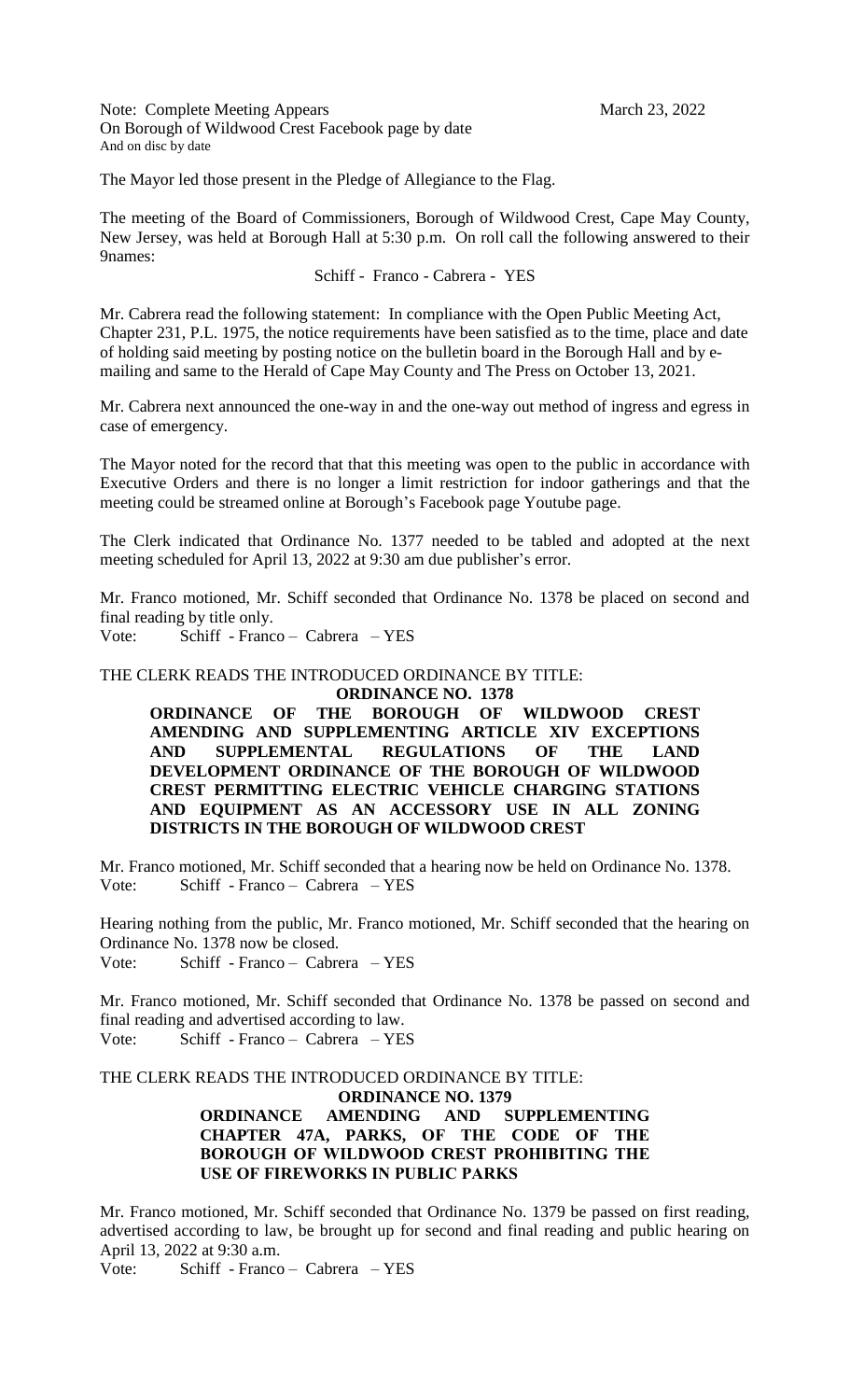Note: Complete Meeting Appears
On Borough of Wildwood Crest Facebook page by date
And on disc by date

March 23, 2022

The Mayor led those present in the Pledge of Allegiance to the Flag.

The meeting of the Board of Commissioners, Borough of Wildwood Crest, Cape May County, New Jersey, was held at Borough Hall at 5:30 p.m. On roll call the following answered to their 9names:

Schiff - Franco - Cabrera - YES

Mr. Cabrera read the following statement: In compliance with the Open Public Meeting Act, Chapter 231, P.L. 1975, the notice requirements have been satisfied as to the time, place and date of holding said meeting by posting notice on the bulletin board in the Borough Hall and by e-mailing and same to the Herald of Cape May County and The Press on October 13, 2021.

Mr. Cabrera next announced the one-way in and the one-way out method of ingress and egress in case of emergency.

The Mayor noted for the record that that this meeting was open to the public in accordance with Executive Orders and there is no longer a limit restriction for indoor gatherings and that the meeting could be streamed online at Borough's Facebook page Youtube page.

The Clerk indicated that Ordinance No. 1377 needed to be tabled and adopted at the next meeting scheduled for April 13, 2022 at 9:30 am due publisher's error.

Mr. Franco motioned, Mr. Schiff seconded that Ordinance No. 1378 be placed on second and final reading by title only.

Vote: Schiff - Franco – Cabrera – YES

THE CLERK READS THE INTRODUCED ORDINANCE BY TITLE:

**ORDINANCE NO. 1378**

**ORDINANCE OF THE BOROUGH OF WILDWOOD CREST AMENDING AND SUPPLEMENTING ARTICLE XIV EXCEPTIONS AND SUPPLEMENTAL REGULATIONS OF THE LAND DEVELOPMENT ORDINANCE OF THE BOROUGH OF WILDWOOD CREST PERMITTING ELECTRIC VEHICLE CHARGING STATIONS AND EQUIPMENT AS AN ACCESSORY USE IN ALL ZONING DISTRICTS IN THE BOROUGH OF WILDWOOD CREST**

Mr. Franco motioned, Mr. Schiff seconded that a hearing now be held on Ordinance No. 1378.

Vote: Schiff - Franco – Cabrera – YES

Hearing nothing from the public, Mr. Franco motioned, Mr. Schiff seconded that the hearing on Ordinance No. 1378 now be closed.

Vote: Schiff - Franco – Cabrera – YES

Mr. Franco motioned, Mr. Schiff seconded that Ordinance No. 1378 be passed on second and final reading and advertised according to law.

Vote: Schiff - Franco – Cabrera – YES

THE CLERK READS THE INTRODUCED ORDINANCE BY TITLE:

**ORDINANCE NO. 1379**

**ORDINANCE AMENDING AND SUPPLEMENTING CHAPTER 47A, PARKS, OF THE CODE OF THE BOROUGH OF WILDWOOD CREST PROHIBITING THE USE OF FIREWORKS IN PUBLIC PARKS**

Mr. Franco motioned, Mr. Schiff seconded that Ordinance No. 1379 be passed on first reading, advertised according to law, be brought up for second and final reading and public hearing on April 13, 2022 at 9:30 a.m.

Vote: Schiff - Franco – Cabrera – YES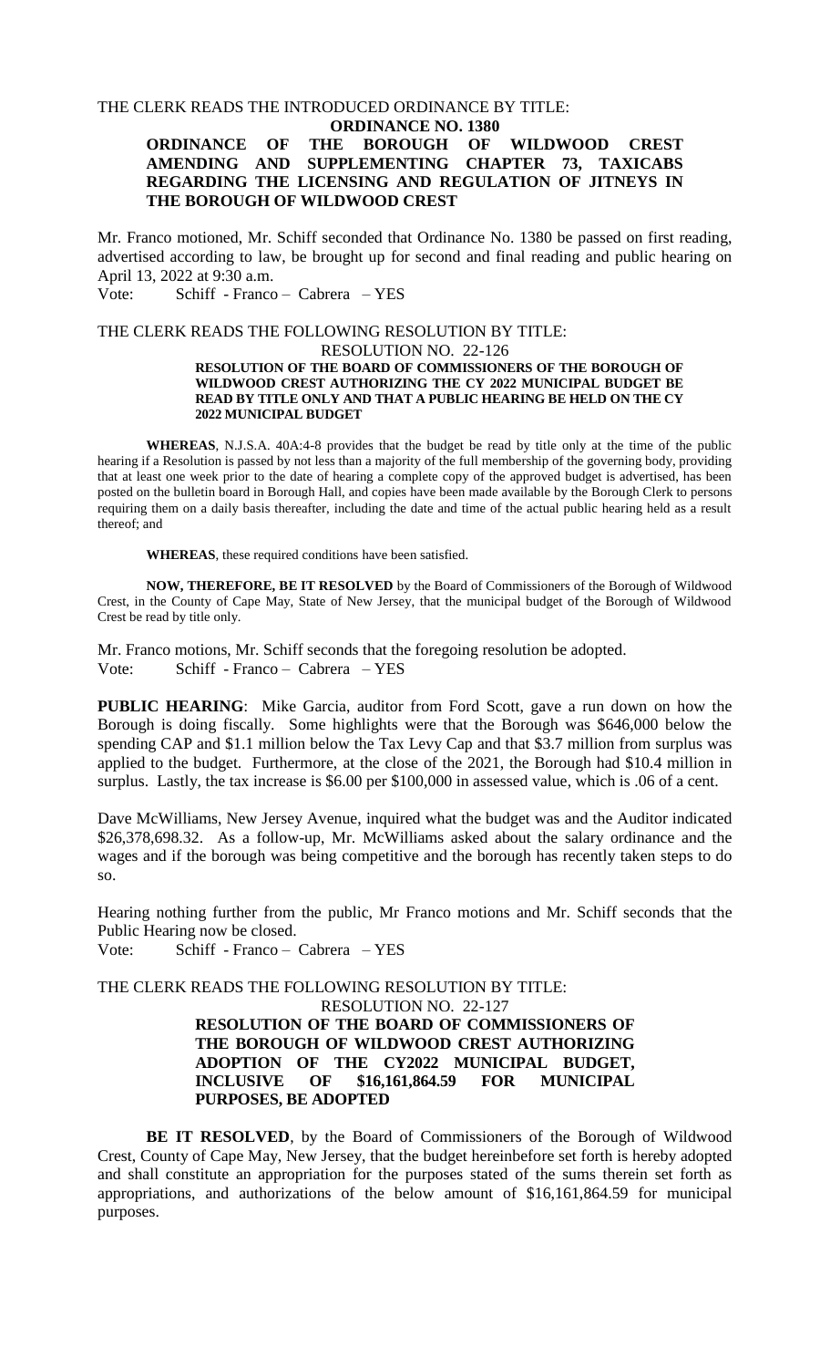THE CLERK READS THE INTRODUCED ORDINANCE BY TITLE:

**ORDINANCE NO. 1380**

**ORDINANCE OF THE BOROUGH OF WILDWOOD CREST AMENDING AND SUPPLEMENTING CHAPTER 73, TAXICABS REGARDING THE LICENSING AND REGULATION OF JITNEYS IN THE BOROUGH OF WILDWOOD CREST**

Mr. Franco motioned, Mr. Schiff seconded that Ordinance No. 1380 be passed on first reading, advertised according to law, be brought up for second and final reading and public hearing on April 13, 2022 at 9:30 a.m.

Vote: Schiff - Franco – Cabrera – YES

THE CLERK READS THE FOLLOWING RESOLUTION BY TITLE:

RESOLUTION NO. 22-126

**RESOLUTION OF THE BOARD OF COMMISSIONERS OF THE BOROUGH OF WILDWOOD CREST AUTHORIZING THE CY 2022 MUNICIPAL BUDGET BE READ BY TITLE ONLY AND THAT A PUBLIC HEARING BE HELD ON THE CY 2022 MUNICIPAL BUDGET**

**WHEREAS**, N.J.S.A. 40A:4-8 provides that the budget be read by title only at the time of the public hearing if a Resolution is passed by not less than a majority of the full membership of the governing body, providing that at least one week prior to the date of hearing a complete copy of the approved budget is advertised, has been posted on the bulletin board in Borough Hall, and copies have been made available by the Borough Clerk to persons requiring them on a daily basis thereafter, including the date and time of the actual public hearing held as a result thereof; and

**WHEREAS**, these required conditions have been satisfied.

**NOW, THEREFORE, BE IT RESOLVED** by the Board of Commissioners of the Borough of Wildwood Crest, in the County of Cape May, State of New Jersey, that the municipal budget of the Borough of Wildwood Crest be read by title only.

Mr. Franco motions, Mr. Schiff seconds that the foregoing resolution be adopted.

Vote: Schiff - Franco – Cabrera – YES

**PUBLIC HEARING**: Mike Garcia, auditor from Ford Scott, gave a run down on how the Borough is doing fiscally. Some highlights were that the Borough was $646,000 below the spending CAP and $1.1 million below the Tax Levy Cap and that $3.7 million from surplus was applied to the budget. Furthermore, at the close of the 2021, the Borough had $10.4 million in surplus. Lastly, the tax increase is $6.00 per $100,000 in assessed value, which is .06 of a cent.

Dave McWilliams, New Jersey Avenue, inquired what the budget was and the Auditor indicated $26,378,698.32. As a follow-up, Mr. McWilliams asked about the salary ordinance and the wages and if the borough was being competitive and the borough has recently taken steps to do so.

Hearing nothing further from the public, Mr Franco motions and Mr. Schiff seconds that the Public Hearing now be closed.

Vote: Schiff - Franco – Cabrera – YES

THE CLERK READS THE FOLLOWING RESOLUTION BY TITLE:

RESOLUTION NO. 22-127

**RESOLUTION OF THE BOARD OF COMMISSIONERS OF THE BOROUGH OF WILDWOOD CREST AUTHORIZING ADOPTION OF THE CY2022 MUNICIPAL BUDGET, INCLUSIVE OF $16,161,864.59 FOR MUNICIPAL PURPOSES, BE ADOPTED**

**BE IT RESOLVED**, by the Board of Commissioners of the Borough of Wildwood Crest, County of Cape May, New Jersey, that the budget hereinbefore set forth is hereby adopted and shall constitute an appropriation for the purposes stated of the sums therein set forth as appropriations, and authorizations of the below amount of $16,161,864.59 for municipal purposes.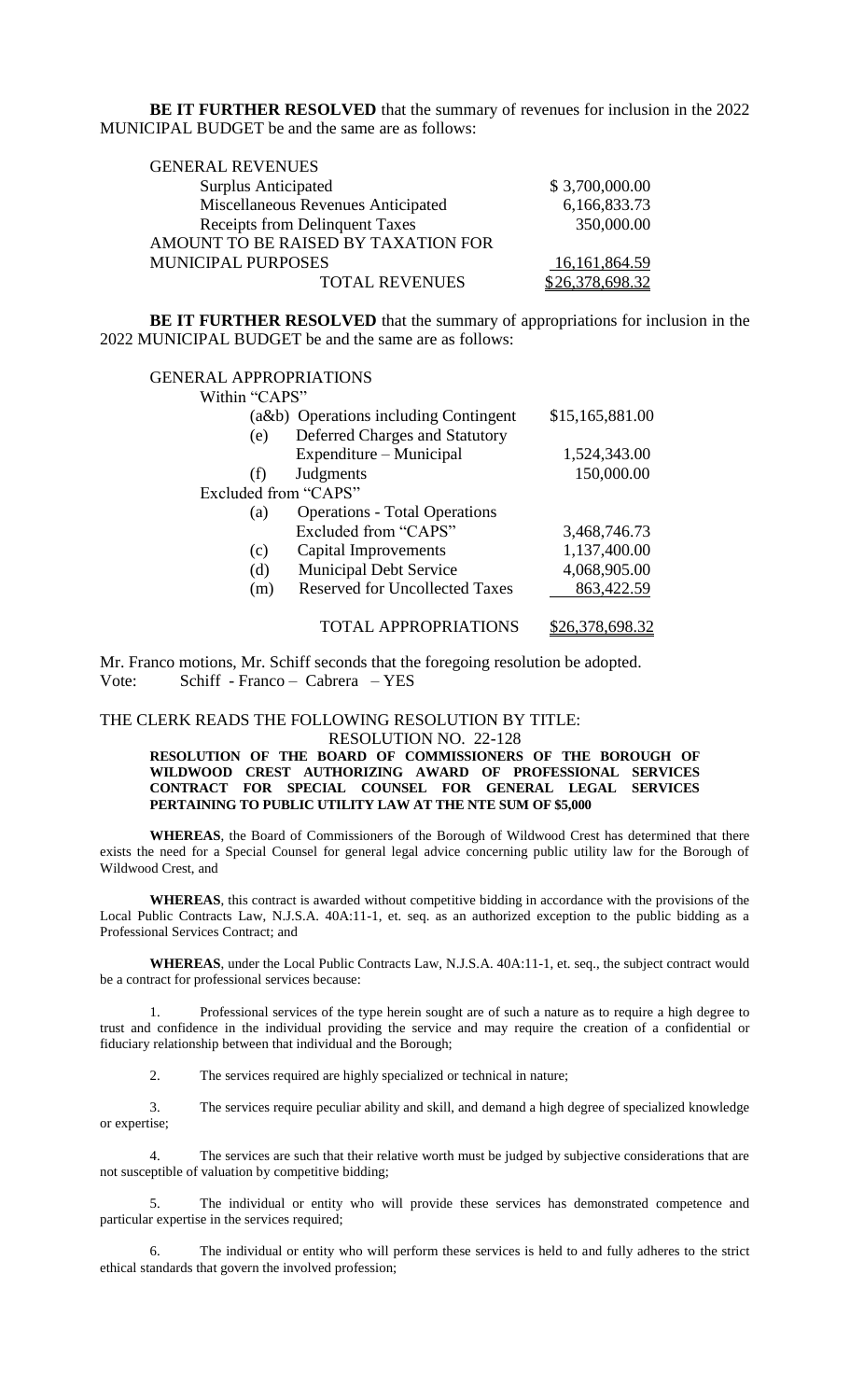**BE IT FURTHER RESOLVED** that the summary of revenues for inclusion in the 2022 MUNICIPAL BUDGET be and the same are as follows:

| GENERAL REVENUES | |
|---|---|
| Surplus Anticipated | $ 3,700,000.00 |
| Miscellaneous Revenues Anticipated | 6,166,833.73 |
| Receipts from Delinquent Taxes | 350,000.00 |
| AMOUNT TO BE RAISED BY TAXATION FOR MUNICIPAL PURPOSES | 16,161,864.59 |
| TOTAL REVENUES | $26,378,698.32 |

**BE IT FURTHER RESOLVED** that the summary of appropriations for inclusion in the 2022 MUNICIPAL BUDGET be and the same are as follows:

| GENERAL APPROPRIATIONS | | |
|---|---|---|
| Within "CAPS" | | |
| (a&b) | Operations including Contingent | $15,165,881.00 |
| (e) | Deferred Charges and Statutory Expenditure – Municipal | 1,524,343.00 |
| (f) | Judgments | 150,000.00 |
| Excluded from "CAPS" | | |
| (a) | Operations - Total Operations Excluded from "CAPS" | 3,468,746.73 |
| (c) | Capital Improvements | 1,137,400.00 |
| (d) | Municipal Debt Service | 4,068,905.00 |
| (m) | Reserved for Uncollected Taxes | 863,422.59 |
| | TOTAL APPROPRIATIONS | $26,378,698.32 |

Mr. Franco motions, Mr. Schiff seconds that the foregoing resolution be adopted.
Vote: Schiff - Franco – Cabrera – YES

THE CLERK READS THE FOLLOWING RESOLUTION BY TITLE:

RESOLUTION NO. 22-128

**RESOLUTION OF THE BOARD OF COMMISSIONERS OF THE BOROUGH OF WILDWOOD CREST AUTHORIZING AWARD OF PROFESSIONAL SERVICES CONTRACT FOR SPECIAL COUNSEL FOR GENERAL LEGAL SERVICES PERTAINING TO PUBLIC UTILITY LAW AT THE NTE SUM OF $5,000**

**WHEREAS**, the Board of Commissioners of the Borough of Wildwood Crest has determined that there exists the need for a Special Counsel for general legal advice concerning public utility law for the Borough of Wildwood Crest, and

**WHEREAS**, this contract is awarded without competitive bidding in accordance with the provisions of the Local Public Contracts Law, N.J.S.A. 40A:11-1, et. seq. as an authorized exception to the public bidding as a Professional Services Contract; and

**WHEREAS**, under the Local Public Contracts Law, N.J.S.A. 40A:11-1, et. seq., the subject contract would be a contract for professional services because:

1. Professional services of the type herein sought are of such a nature as to require a high degree to trust and confidence in the individual providing the service and may require the creation of a confidential or fiduciary relationship between that individual and the Borough;

2. The services required are highly specialized or technical in nature;

3. The services require peculiar ability and skill, and demand a high degree of specialized knowledge or expertise;

4. The services are such that their relative worth must be judged by subjective considerations that are not susceptible of valuation by competitive bidding;

5. The individual or entity who will provide these services has demonstrated competence and particular expertise in the services required;

6. The individual or entity who will perform these services is held to and fully adheres to the strict ethical standards that govern the involved profession;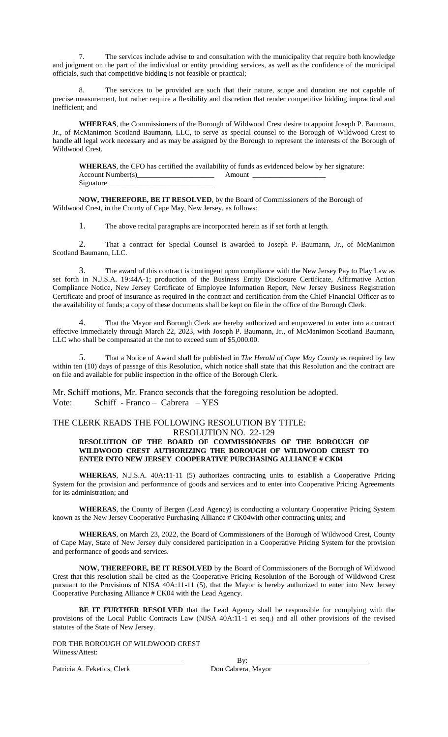7. The services include advise to and consultation with the municipality that require both knowledge and judgment on the part of the individual or entity providing services, as well as the confidence of the municipal officials, such that competitive bidding is not feasible or practical;

8. The services to be provided are such that their nature, scope and duration are not capable of precise measurement, but rather require a flexibility and discretion that render competitive bidding impractical and inefficient; and

**WHEREAS**, the Commissioners of the Borough of Wildwood Crest desire to appoint Joseph P. Baumann, Jr., of McManimon Scotland Baumann, LLC, to serve as special counsel to the Borough of Wildwood Crest to handle all legal work necessary and as may be assigned by the Borough to represent the interests of the Borough of Wildwood Crest.

**WHEREAS**, the CFO has certified the availability of funds as evidenced below by her signature:
Account Number(s)____________________ Amount ___________________
Signature___________________________

**NOW, THEREFORE, BE IT RESOLVED**, by the Board of Commissioners of the Borough of Wildwood Crest, in the County of Cape May, New Jersey, as follows:

1. The above recital paragraphs are incorporated herein as if set forth at length.

2. That a contract for Special Counsel is awarded to Joseph P. Baumann, Jr., of McManimon Scotland Baumann, LLC.

3. The award of this contract is contingent upon compliance with the New Jersey Pay to Play Law as set forth in N.J.S.A. 19:44A-1; production of the Business Entity Disclosure Certificate, Affirmative Action Compliance Notice, New Jersey Certificate of Employee Information Report, New Jersey Business Registration Certificate and proof of insurance as required in the contract and certification from the Chief Financial Officer as to the availability of funds; a copy of these documents shall be kept on file in the office of the Borough Clerk.

4. That the Mayor and Borough Clerk are hereby authorized and empowered to enter into a contract effective immediately through March 22, 2023, with Joseph P. Baumann, Jr., of McManimon Scotland Baumann, LLC who shall be compensated at the not to exceed sum of $5,000.00.

5. That a Notice of Award shall be published in *The Herald of Cape May County* as required by law within ten (10) days of passage of this Resolution, which notice shall state that this Resolution and the contract are on file and available for public inspection in the office of the Borough Clerk.

Mr. Schiff motions, Mr. Franco seconds that the foregoing resolution be adopted.
Vote: Schiff - Franco – Cabrera – YES

THE CLERK READS THE FOLLOWING RESOLUTION BY TITLE:

RESOLUTION NO. 22-129

**RESOLUTION OF THE BOARD OF COMMISSIONERS OF THE BOROUGH OF WILDWOOD CREST AUTHORIZING THE BOROUGH OF WILDWOOD CREST TO ENTER INTO NEW JERSEY COOPERATIVE PURCHASING ALLIANCE # CK04**

**WHEREAS**, N.J.S.A. 40A:11-11 (5) authorizes contracting units to establish a Cooperative Pricing System for the provision and performance of goods and services and to enter into Cooperative Pricing Agreements for its administration; and

**WHEREAS**, the County of Bergen (Lead Agency) is conducting a voluntary Cooperative Pricing System known as the New Jersey Cooperative Purchasing Alliance # CK04with other contracting units; and

**WHEREAS**, on March 23, 2022, the Board of Commissioners of the Borough of Wildwood Crest, County of Cape May, State of New Jersey duly considered participation in a Cooperative Pricing System for the provision and performance of goods and services.

**NOW, THEREFORE, BE IT RESOLVED** by the Board of Commissioners of the Borough of Wildwood Crest that this resolution shall be cited as the Cooperative Pricing Resolution of the Borough of Wildwood Crest pursuant to the Provisions of NJSA 40A:11-11 (5), that the Mayor is hereby authorized to enter into New Jersey Cooperative Purchasing Alliance # CK04 with the Lead Agency.

**BE IT FURTHER RESOLVED** that the Lead Agency shall be responsible for complying with the provisions of the Local Public Contracts Law (NJSA 40A:11-1 et seq.) and all other provisions of the revised statutes of the State of New Jersey.

FOR THE BOROUGH OF WILDWOOD CREST
Witness/Attest:

___________________________ By:___________________________
Patricia A. Feketics, Clerk Don Cabrera, Mayor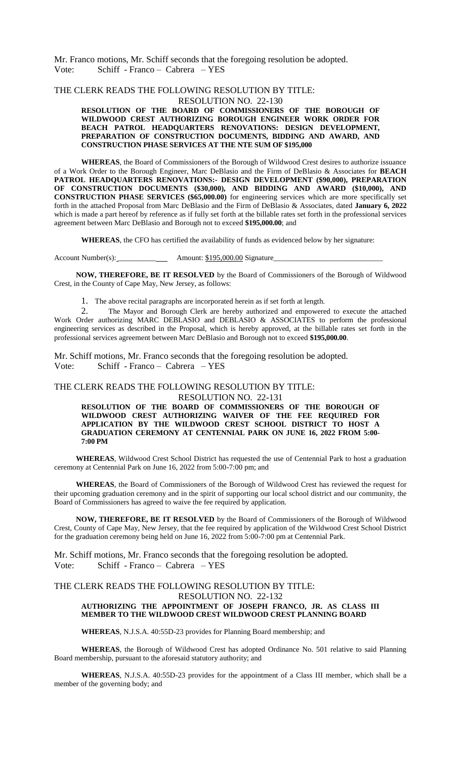Mr. Franco motions, Mr. Schiff seconds that the foregoing resolution be adopted.
Vote: Schiff - Franco – Cabrera – YES

THE CLERK READS THE FOLLOWING RESOLUTION BY TITLE:

RESOLUTION NO. 22-130

**RESOLUTION OF THE BOARD OF COMMISSIONERS OF THE BOROUGH OF WILDWOOD CREST AUTHORIZING BOROUGH ENGINEER WORK ORDER FOR BEACH PATROL HEADQUARTERS RENOVATIONS: DESIGN DEVELOPMENT, PREPARATION OF CONSTRUCTION DOCUMENTS, BIDDING AND AWARD, AND CONSTRUCTION PHASE SERVICES AT THE NTE SUM OF $195,000**

**WHEREAS**, the Board of Commissioners of the Borough of Wildwood Crest desires to authorize issuance of a Work Order to the Borough Engineer, Marc DeBlasio and the Firm of DeBlasio & Associates for **BEACH PATROL HEADQUARTERS RENOVATIONS:- DESIGN DEVELOPMENT ($90,000), PREPARATION OF CONSTRUCTION DOCUMENTS ($30,000), AND BIDDING AND AWARD ($10,000), AND CONSTRUCTION PHASE SERVICES ($65,000.00)** for engineering services which are more specifically set forth in the attached Proposal from Marc DeBlasio and the Firm of DeBlasio & Associates, dated **January 6, 2022** which is made a part hereof by reference as if fully set forth at the billable rates set forth in the professional services agreement between Marc DeBlasio and Borough not to exceed **$195,000.00**; and

**WHEREAS**, the CFO has certified the availability of funds as evidenced below by her signature:

Account Number(s):__________ Amount: $195,000.00 Signature____________________________

**NOW, THEREFORE, BE IT RESOLVED** by the Board of Commissioners of the Borough of Wildwood Crest, in the County of Cape May, New Jersey, as follows:

1. The above recital paragraphs are incorporated herein as if set forth at length.
2. The Mayor and Borough Clerk are hereby authorized and empowered to execute the attached Work Order authorizing MARC DEBLASIO and DEBLASIO & ASSOCIATES to perform the professional engineering services as described in the Proposal, which is hereby approved, at the billable rates set forth in the professional services agreement between Marc DeBlasio and Borough not to exceed **$195,000.00**.

Mr. Schiff motions, Mr. Franco seconds that the foregoing resolution be adopted.
Vote: Schiff - Franco – Cabrera – YES

THE CLERK READS THE FOLLOWING RESOLUTION BY TITLE:

RESOLUTION NO. 22-131

**RESOLUTION OF THE BOARD OF COMMISSIONERS OF THE BOROUGH OF WILDWOOD CREST AUTHORIZING WAIVER OF THE FEE REQUIRED FOR APPLICATION BY THE WILDWOOD CREST SCHOOL DISTRICT TO HOST A GRADUATION CEREMONY AT CENTENNIAL PARK ON JUNE 16, 2022 FROM 5:00-7:00 PM**

**WHEREAS**, Wildwood Crest School District has requested the use of Centennial Park to host a graduation ceremony at Centennial Park on June 16, 2022 from 5:00-7:00 pm; and

**WHEREAS**, the Board of Commissioners of the Borough of Wildwood Crest has reviewed the request for their upcoming graduation ceremony and in the spirit of supporting our local school district and our community, the Board of Commissioners has agreed to waive the fee required by application.

**NOW, THEREFORE, BE IT RESOLVED** by the Board of Commissioners of the Borough of Wildwood Crest, County of Cape May, New Jersey, that the fee required by application of the Wildwood Crest School District for the graduation ceremony being held on June 16, 2022 from 5:00-7:00 pm at Centennial Park.

Mr. Schiff motions, Mr. Franco seconds that the foregoing resolution be adopted.
Vote: Schiff - Franco – Cabrera – YES

THE CLERK READS THE FOLLOWING RESOLUTION BY TITLE:

RESOLUTION NO. 22-132

**AUTHORIZING THE APPOINTMENT OF JOSEPH FRANCO, JR. AS CLASS III MEMBER TO THE WILDWOOD CREST WILDWOOD CREST PLANNING BOARD**

**WHEREAS**, N.J.S.A. 40:55D-23 provides for Planning Board membership; and

**WHEREAS**, the Borough of Wildwood Crest has adopted Ordinance No. 501 relative to said Planning Board membership, pursuant to the aforesaid statutory authority; and

**WHEREAS**, N.J.S.A. 40:55D-23 provides for the appointment of a Class III member, which shall be a member of the governing body; and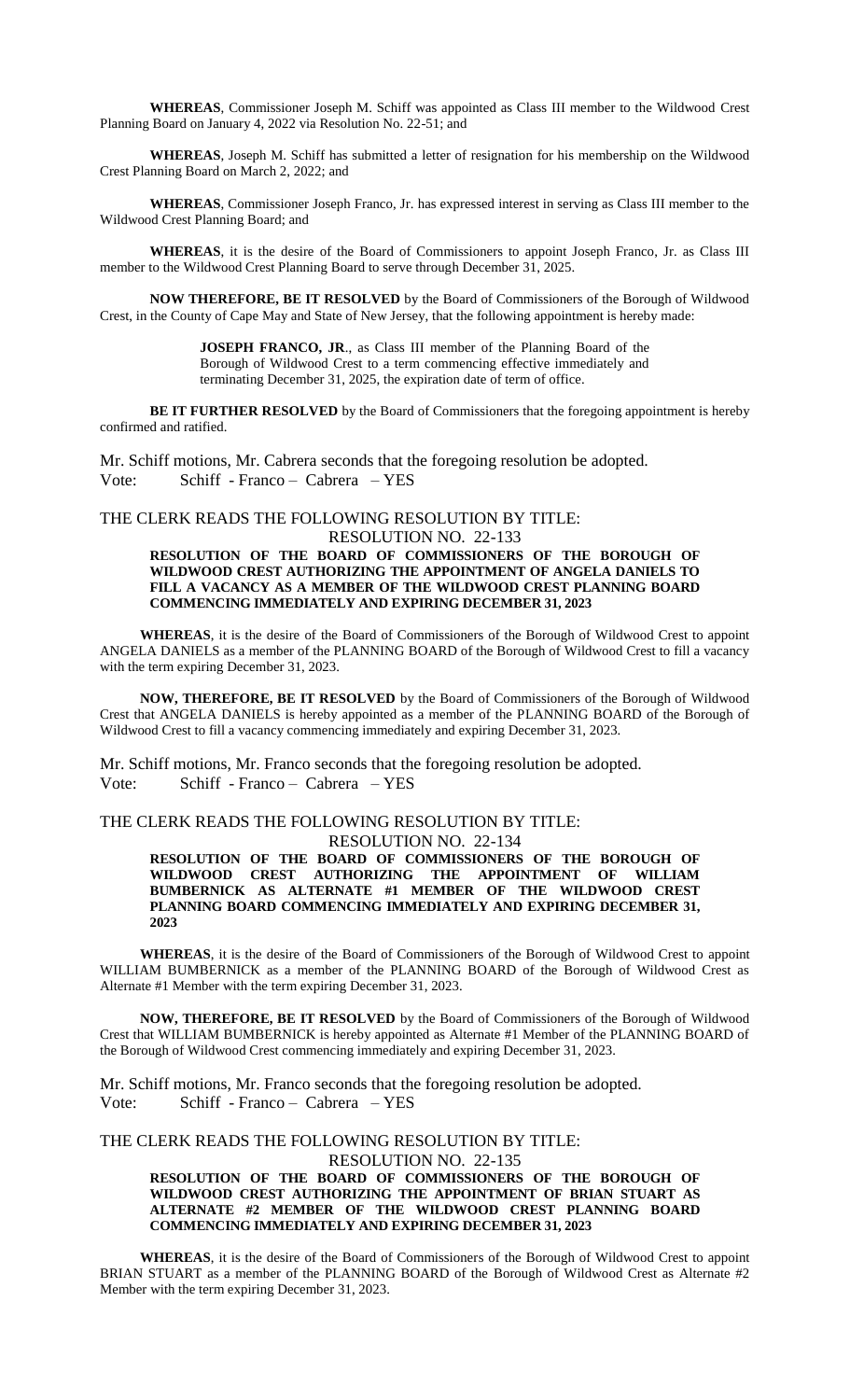**WHEREAS**, Commissioner Joseph M. Schiff was appointed as Class III member to the Wildwood Crest Planning Board on January 4, 2022 via Resolution No. 22-51; and

**WHEREAS**, Joseph M. Schiff has submitted a letter of resignation for his membership on the Wildwood Crest Planning Board on March 2, 2022; and

**WHEREAS**, Commissioner Joseph Franco, Jr. has expressed interest in serving as Class III member to the Wildwood Crest Planning Board; and

**WHEREAS**, it is the desire of the Board of Commissioners to appoint Joseph Franco, Jr. as Class III member to the Wildwood Crest Planning Board to serve through December 31, 2025.

**NOW THEREFORE, BE IT RESOLVED** by the Board of Commissioners of the Borough of Wildwood Crest, in the County of Cape May and State of New Jersey, that the following appointment is hereby made:

> **JOSEPH FRANCO, JR**., as Class III member of the Planning Board of the Borough of Wildwood Crest to a term commencing effective immediately and terminating December 31, 2025, the expiration date of term of office.

**BE IT FURTHER RESOLVED** by the Board of Commissioners that the foregoing appointment is hereby confirmed and ratified.

Mr. Schiff motions, Mr. Cabrera seconds that the foregoing resolution be adopted.
Vote: Schiff - Franco – Cabrera – YES

THE CLERK READS THE FOLLOWING RESOLUTION BY TITLE:
RESOLUTION NO. 22-133

**RESOLUTION OF THE BOARD OF COMMISSIONERS OF THE BOROUGH OF WILDWOOD CREST AUTHORIZING THE APPOINTMENT OF ANGELA DANIELS TO FILL A VACANCY AS A MEMBER OF THE WILDWOOD CREST PLANNING BOARD COMMENCING IMMEDIATELY AND EXPIRING DECEMBER 31, 2023**

**WHEREAS**, it is the desire of the Board of Commissioners of the Borough of Wildwood Crest to appoint ANGELA DANIELS as a member of the PLANNING BOARD of the Borough of Wildwood Crest to fill a vacancy with the term expiring December 31, 2023.

**NOW, THEREFORE, BE IT RESOLVED** by the Board of Commissioners of the Borough of Wildwood Crest that ANGELA DANIELS is hereby appointed as a member of the PLANNING BOARD of the Borough of Wildwood Crest to fill a vacancy commencing immediately and expiring December 31, 2023.

Mr. Schiff motions, Mr. Franco seconds that the foregoing resolution be adopted.
Vote: Schiff - Franco – Cabrera – YES

THE CLERK READS THE FOLLOWING RESOLUTION BY TITLE:
RESOLUTION NO. 22-134

**RESOLUTION OF THE BOARD OF COMMISSIONERS OF THE BOROUGH OF WILDWOOD CREST AUTHORIZING THE APPOINTMENT OF WILLIAM BUMBERNICK AS ALTERNATE #1 MEMBER OF THE WILDWOOD CREST PLANNING BOARD COMMENCING IMMEDIATELY AND EXPIRING DECEMBER 31, 2023**

**WHEREAS**, it is the desire of the Board of Commissioners of the Borough of Wildwood Crest to appoint WILLIAM BUMBERNICK as a member of the PLANNING BOARD of the Borough of Wildwood Crest as Alternate #1 Member with the term expiring December 31, 2023.

**NOW, THEREFORE, BE IT RESOLVED** by the Board of Commissioners of the Borough of Wildwood Crest that WILLIAM BUMBERNICK is hereby appointed as Alternate #1 Member of the PLANNING BOARD of the Borough of Wildwood Crest commencing immediately and expiring December 31, 2023.

Mr. Schiff motions, Mr. Franco seconds that the foregoing resolution be adopted.
Vote: Schiff - Franco – Cabrera – YES

THE CLERK READS THE FOLLOWING RESOLUTION BY TITLE:
RESOLUTION NO. 22-135

**RESOLUTION OF THE BOARD OF COMMISSIONERS OF THE BOROUGH OF WILDWOOD CREST AUTHORIZING THE APPOINTMENT OF BRIAN STUART AS ALTERNATE #2 MEMBER OF THE WILDWOOD CREST PLANNING BOARD COMMENCING IMMEDIATELY AND EXPIRING DECEMBER 31, 2023**

**WHEREAS**, it is the desire of the Board of Commissioners of the Borough of Wildwood Crest to appoint BRIAN STUART as a member of the PLANNING BOARD of the Borough of Wildwood Crest as Alternate #2 Member with the term expiring December 31, 2023.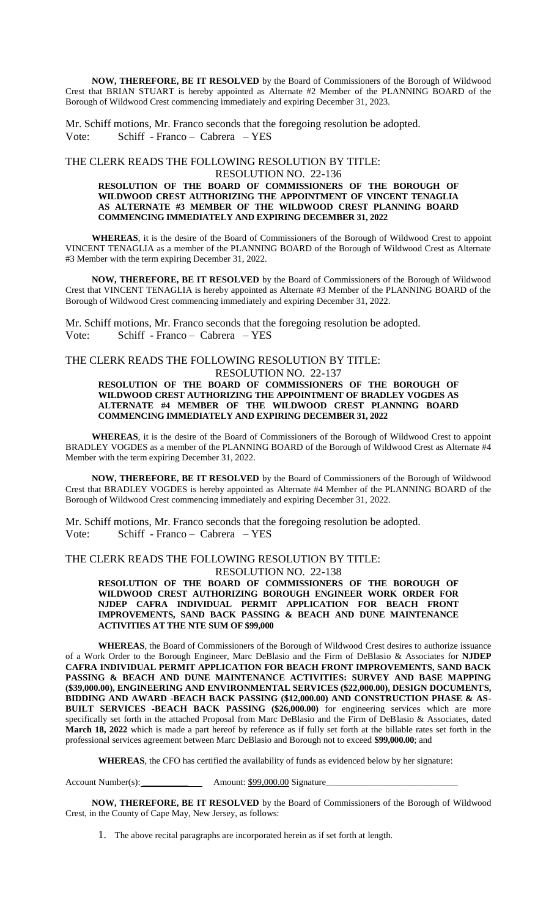**NOW, THEREFORE, BE IT RESOLVED** by the Board of Commissioners of the Borough of Wildwood Crest that BRIAN STUART is hereby appointed as Alternate #2 Member of the PLANNING BOARD of the Borough of Wildwood Crest commencing immediately and expiring December 31, 2023.

Mr. Schiff motions, Mr. Franco seconds that the foregoing resolution be adopted.
Vote: Schiff - Franco – Cabrera – YES

THE CLERK READS THE FOLLOWING RESOLUTION BY TITLE:
RESOLUTION NO. 22-136

**RESOLUTION OF THE BOARD OF COMMISSIONERS OF THE BOROUGH OF WILDWOOD CREST AUTHORIZING THE APPOINTMENT OF VINCENT TENAGLIA AS ALTERNATE #3 MEMBER OF THE WILDWOOD CREST PLANNING BOARD COMMENCING IMMEDIATELY AND EXPIRING DECEMBER 31, 2022**

**WHEREAS**, it is the desire of the Board of Commissioners of the Borough of Wildwood Crest to appoint VINCENT TENAGLIA as a member of the PLANNING BOARD of the Borough of Wildwood Crest as Alternate #3 Member with the term expiring December 31, 2022.

**NOW, THEREFORE, BE IT RESOLVED** by the Board of Commissioners of the Borough of Wildwood Crest that VINCENT TENAGLIA is hereby appointed as Alternate #3 Member of the PLANNING BOARD of the Borough of Wildwood Crest commencing immediately and expiring December 31, 2022.

Mr. Schiff motions, Mr. Franco seconds that the foregoing resolution be adopted.
Vote: Schiff - Franco – Cabrera – YES

THE CLERK READS THE FOLLOWING RESOLUTION BY TITLE:
RESOLUTION NO. 22-137

**RESOLUTION OF THE BOARD OF COMMISSIONERS OF THE BOROUGH OF WILDWOOD CREST AUTHORIZING THE APPOINTMENT OF BRADLEY VOGDES AS ALTERNATE #4 MEMBER OF THE WILDWOOD CREST PLANNING BOARD COMMENCING IMMEDIATELY AND EXPIRING DECEMBER 31, 2022**

**WHEREAS**, it is the desire of the Board of Commissioners of the Borough of Wildwood Crest to appoint BRADLEY VOGDES as a member of the PLANNING BOARD of the Borough of Wildwood Crest as Alternate #4 Member with the term expiring December 31, 2022.

**NOW, THEREFORE, BE IT RESOLVED** by the Board of Commissioners of the Borough of Wildwood Crest that BRADLEY VOGDES is hereby appointed as Alternate #4 Member of the PLANNING BOARD of the Borough of Wildwood Crest commencing immediately and expiring December 31, 2022.

Mr. Schiff motions, Mr. Franco seconds that the foregoing resolution be adopted.
Vote: Schiff - Franco – Cabrera – YES

THE CLERK READS THE FOLLOWING RESOLUTION BY TITLE:
RESOLUTION NO. 22-138

**RESOLUTION OF THE BOARD OF COMMISSIONERS OF THE BOROUGH OF WILDWOOD CREST AUTHORIZING BOROUGH ENGINEER WORK ORDER FOR NJDEP CAFRA INDIVIDUAL PERMIT APPLICATION FOR BEACH FRONT IMPROVEMENTS, SAND BACK PASSING & BEACH AND DUNE MAINTENANCE ACTIVITIES AT THE NTE SUM OF $99,000**

**WHEREAS**, the Board of Commissioners of the Borough of Wildwood Crest desires to authorize issuance of a Work Order to the Borough Engineer, Marc DeBlasio and the Firm of DeBlasio & Associates for **NJDEP CAFRA INDIVIDUAL PERMIT APPLICATION FOR BEACH FRONT IMPROVEMENTS, SAND BACK PASSING & BEACH AND DUNE MAINTENANCE ACTIVITIES: SURVEY AND BASE MAPPING ($39,000.00), ENGINEERING AND ENVIRONMENTAL SERVICES ($22,000.00), DESIGN DOCUMENTS, BIDDING AND AWARD -BEACH BACK PASSING ($12,000.00) AND CONSTRUCTION PHASE & AS-BUILT SERVICES -BEACH BACK PASSING ($26,000.00)** for engineering services which are more specifically set forth in the attached Proposal from Marc DeBlasio and the Firm of DeBlasio & Associates, dated **March 18, 2022** which is made a part hereof by reference as if fully set forth at the billable rates set forth in the professional services agreement between Marc DeBlasio and Borough not to exceed **$99,000.00**; and

**WHEREAS**, the CFO has certified the availability of funds as evidenced below by her signature:

Account Number(s): __________ Amount: $99,000.00 Signature____________________________

**NOW, THEREFORE, BE IT RESOLVED** by the Board of Commissioners of the Borough of Wildwood Crest, in the County of Cape May, New Jersey, as follows:

1. The above recital paragraphs are incorporated herein as if set forth at length.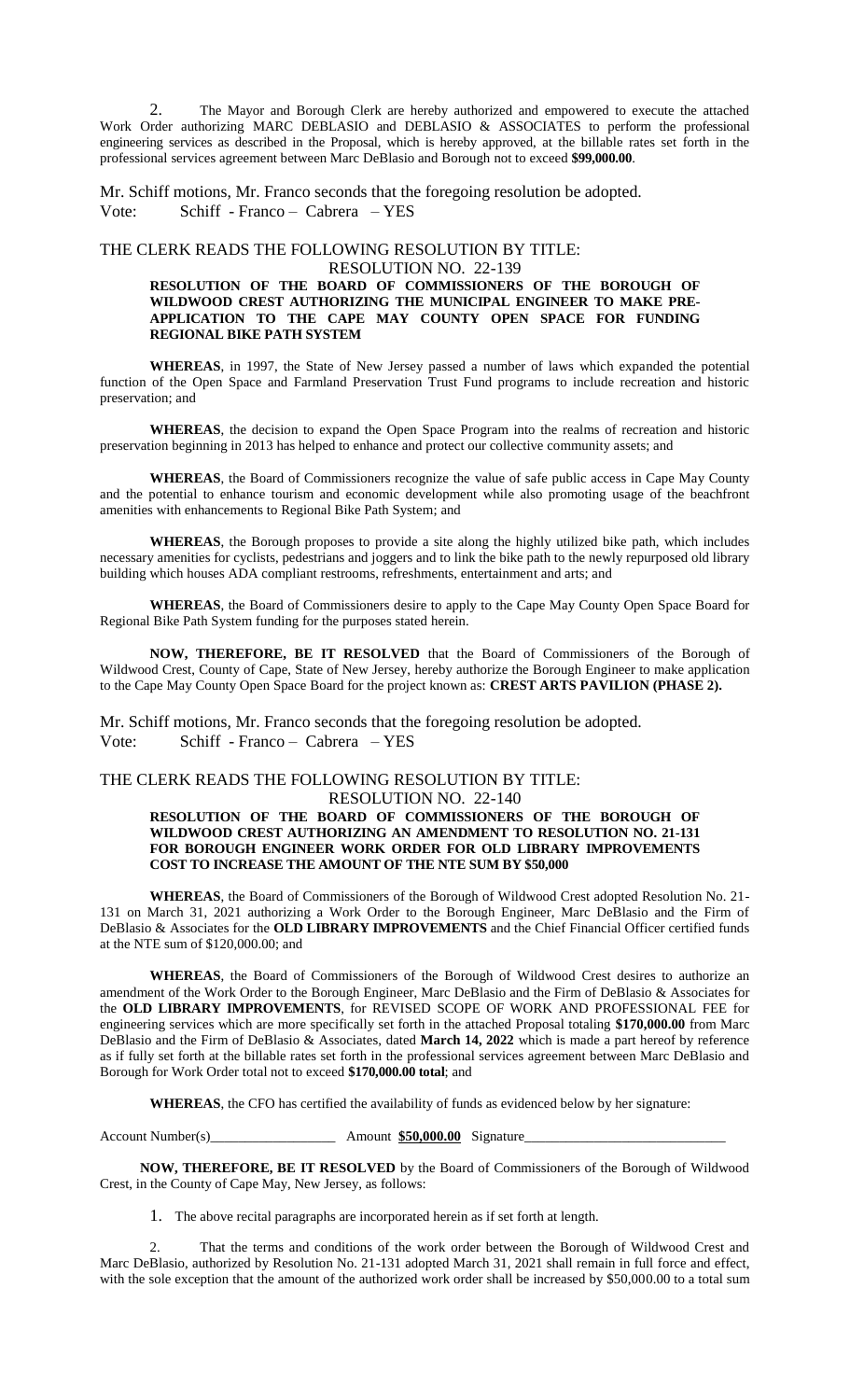2. The Mayor and Borough Clerk are hereby authorized and empowered to execute the attached Work Order authorizing MARC DEBLASIO and DEBLASIO & ASSOCIATES to perform the professional engineering services as described in the Proposal, which is hereby approved, at the billable rates set forth in the professional services agreement between Marc DeBlasio and Borough not to exceed **$99,000.00**.

Mr. Schiff motions, Mr. Franco seconds that the foregoing resolution be adopted.
Vote: Schiff - Franco – Cabrera – YES

THE CLERK READS THE FOLLOWING RESOLUTION BY TITLE:

RESOLUTION NO. 22-139

**RESOLUTION OF THE BOARD OF COMMISSIONERS OF THE BOROUGH OF WILDWOOD CREST AUTHORIZING THE MUNICIPAL ENGINEER TO MAKE PRE-APPLICATION TO THE CAPE MAY COUNTY OPEN SPACE FOR FUNDING REGIONAL BIKE PATH SYSTEM**

**WHEREAS**, in 1997, the State of New Jersey passed a number of laws which expanded the potential function of the Open Space and Farmland Preservation Trust Fund programs to include recreation and historic preservation; and

**WHEREAS**, the decision to expand the Open Space Program into the realms of recreation and historic preservation beginning in 2013 has helped to enhance and protect our collective community assets; and

**WHEREAS**, the Board of Commissioners recognize the value of safe public access in Cape May County and the potential to enhance tourism and economic development while also promoting usage of the beachfront amenities with enhancements to Regional Bike Path System; and

**WHEREAS**, the Borough proposes to provide a site along the highly utilized bike path, which includes necessary amenities for cyclists, pedestrians and joggers and to link the bike path to the newly repurposed old library building which houses ADA compliant restrooms, refreshments, entertainment and arts; and

**WHEREAS**, the Board of Commissioners desire to apply to the Cape May County Open Space Board for Regional Bike Path System funding for the purposes stated herein.

**NOW, THEREFORE, BE IT RESOLVED** that the Board of Commissioners of the Borough of Wildwood Crest, County of Cape, State of New Jersey, hereby authorize the Borough Engineer to make application to the Cape May County Open Space Board for the project known as: **CREST ARTS PAVILION (PHASE 2).**

Mr. Schiff motions, Mr. Franco seconds that the foregoing resolution be adopted.
Vote: Schiff - Franco – Cabrera – YES

THE CLERK READS THE FOLLOWING RESOLUTION BY TITLE:

RESOLUTION NO. 22-140

**RESOLUTION OF THE BOARD OF COMMISSIONERS OF THE BOROUGH OF WILDWOOD CREST AUTHORIZING AN AMENDMENT TO RESOLUTION NO. 21-131 FOR BOROUGH ENGINEER WORK ORDER FOR OLD LIBRARY IMPROVEMENTS COST TO INCREASE THE AMOUNT OF THE NTE SUM BY $50,000**

**WHEREAS**, the Board of Commissioners of the Borough of Wildwood Crest adopted Resolution No. 21-131 on March 31, 2021 authorizing a Work Order to the Borough Engineer, Marc DeBlasio and the Firm of DeBlasio & Associates for the **OLD LIBRARY IMPROVEMENTS** and the Chief Financial Officer certified funds at the NTE sum of $120,000.00; and

**WHEREAS**, the Board of Commissioners of the Borough of Wildwood Crest desires to authorize an amendment of the Work Order to the Borough Engineer, Marc DeBlasio and the Firm of DeBlasio & Associates for the **OLD LIBRARY IMPROVEMENTS**, for REVISED SCOPE OF WORK AND PROFESSIONAL FEE for engineering services which are more specifically set forth in the attached Proposal totaling **$170,000.00** from Marc DeBlasio and the Firm of DeBlasio & Associates, dated **March 14, 2022** which is made a part hereof by reference as if fully set forth at the billable rates set forth in the professional services agreement between Marc DeBlasio and Borough for Work Order total not to exceed **$170,000.00 total**; and

**WHEREAS**, the CFO has certified the availability of funds as evidenced below by her signature:

Account Number(s)\_\_\_\_\_\_\_\_\_\_\_\_\_\_\_\_\_\_ Amount **$50,000.00** Signature\_\_\_\_\_\_\_\_\_\_\_\_\_\_\_\_\_\_\_\_\_\_\_\_\_\_\_\_\_

**NOW, THEREFORE, BE IT RESOLVED** by the Board of Commissioners of the Borough of Wildwood Crest, in the County of Cape May, New Jersey, as follows:

1. The above recital paragraphs are incorporated herein as if set forth at length.

2. That the terms and conditions of the work order between the Borough of Wildwood Crest and Marc DeBlasio, authorized by Resolution No. 21-131 adopted March 31, 2021 shall remain in full force and effect, with the sole exception that the amount of the authorized work order shall be increased by $50,000.00 to a total sum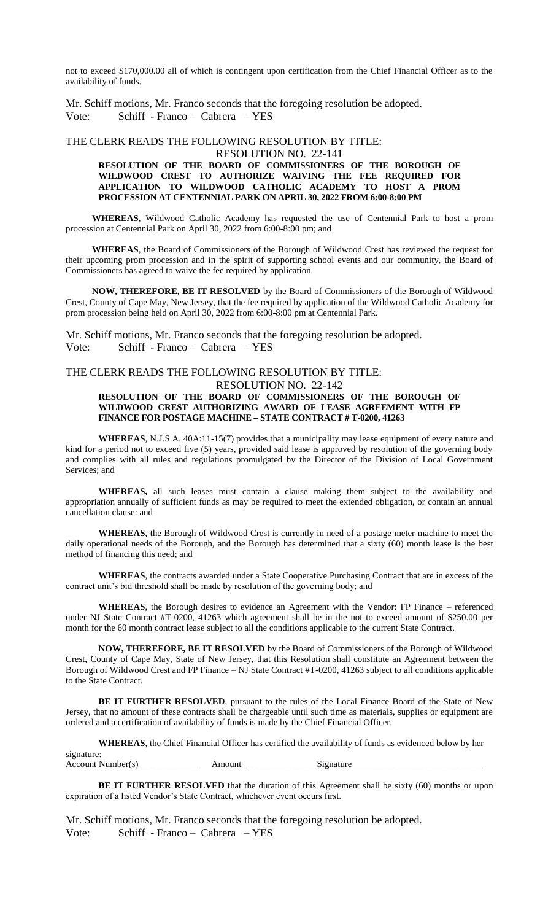not to exceed $170,000.00 all of which is contingent upon certification from the Chief Financial Officer as to the availability of funds.

Mr. Schiff motions, Mr. Franco seconds that the foregoing resolution be adopted.
Vote: Schiff - Franco – Cabrera – YES

THE CLERK READS THE FOLLOWING RESOLUTION BY TITLE:

RESOLUTION NO. 22-141

**RESOLUTION OF THE BOARD OF COMMISSIONERS OF THE BOROUGH OF WILDWOOD CREST TO AUTHORIZE WAIVING THE FEE REQUIRED FOR APPLICATION TO WILDWOOD CATHOLIC ACADEMY TO HOST A PROM PROCESSION AT CENTENNIAL PARK ON APRIL 30, 2022 FROM 6:00-8:00 PM**

**WHEREAS**, Wildwood Catholic Academy has requested the use of Centennial Park to host a prom procession at Centennial Park on April 30, 2022 from 6:00-8:00 pm; and

**WHEREAS**, the Board of Commissioners of the Borough of Wildwood Crest has reviewed the request for their upcoming prom procession and in the spirit of supporting school events and our community, the Board of Commissioners has agreed to waive the fee required by application.

**NOW, THEREFORE, BE IT RESOLVED** by the Board of Commissioners of the Borough of Wildwood Crest, County of Cape May, New Jersey, that the fee required by application of the Wildwood Catholic Academy for prom procession being held on April 30, 2022 from 6:00-8:00 pm at Centennial Park.

Mr. Schiff motions, Mr. Franco seconds that the foregoing resolution be adopted.
Vote: Schiff - Franco – Cabrera – YES

THE CLERK READS THE FOLLOWING RESOLUTION BY TITLE:

RESOLUTION NO. 22-142

**RESOLUTION OF THE BOARD OF COMMISSIONERS OF THE BOROUGH OF WILDWOOD CREST AUTHORIZING AWARD OF LEASE AGREEMENT WITH FP FINANCE FOR POSTAGE MACHINE – STATE CONTRACT # T-0200, 41263**

**WHEREAS**, N.J.S.A. 40A:11-15(7) provides that a municipality may lease equipment of every nature and kind for a period not to exceed five (5) years, provided said lease is approved by resolution of the governing body and complies with all rules and regulations promulgated by the Director of the Division of Local Government Services; and

**WHEREAS,** all such leases must contain a clause making them subject to the availability and appropriation annually of sufficient funds as may be required to meet the extended obligation, or contain an annual cancellation clause: and

**WHEREAS,** the Borough of Wildwood Crest is currently in need of a postage meter machine to meet the daily operational needs of the Borough, and the Borough has determined that a sixty (60) month lease is the best method of financing this need; and

**WHEREAS**, the contracts awarded under a State Cooperative Purchasing Contract that are in excess of the contract unit's bid threshold shall be made by resolution of the governing body; and

**WHEREAS**, the Borough desires to evidence an Agreement with the Vendor: FP Finance – referenced under NJ State Contract #T-0200, 41263 which agreement shall be in the not to exceed amount of $250.00 per month for the 60 month contract lease subject to all the conditions applicable to the current State Contract.

**NOW, THEREFORE, BE IT RESOLVED** by the Board of Commissioners of the Borough of Wildwood Crest, County of Cape May, State of New Jersey, that this Resolution shall constitute an Agreement between the Borough of Wildwood Crest and FP Finance – NJ State Contract #T-0200, 41263 subject to all conditions applicable to the State Contract.

**BE IT FURTHER RESOLVED**, pursuant to the rules of the Local Finance Board of the State of New Jersey, that no amount of these contracts shall be chargeable until such time as materials, supplies or equipment are ordered and a certification of availability of funds is made by the Chief Financial Officer.

**WHEREAS**, the Chief Financial Officer has certified the availability of funds as evidenced below by her signature:
Account Number(s)_____________ Amount _______________ Signature____________________________

**BE IT FURTHER RESOLVED** that the duration of this Agreement shall be sixty (60) months or upon expiration of a listed Vendor's State Contract, whichever event occurs first.

Mr. Schiff motions, Mr. Franco seconds that the foregoing resolution be adopted.
Vote: Schiff - Franco – Cabrera – YES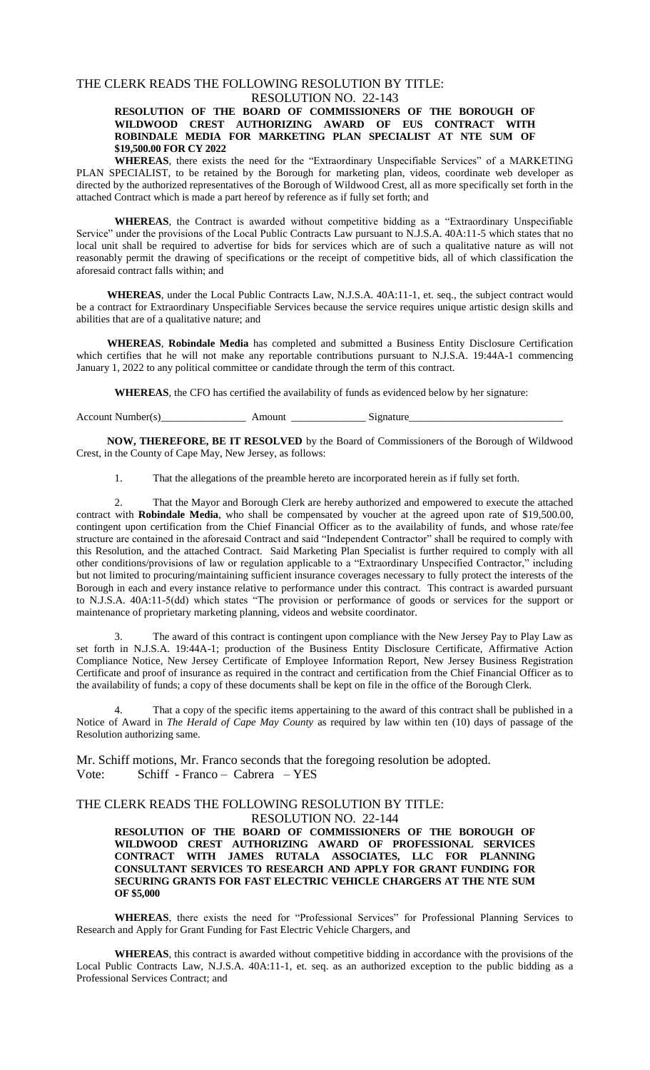THE CLERK READS THE FOLLOWING RESOLUTION BY TITLE:

RESOLUTION NO. 22-143

**RESOLUTION OF THE BOARD OF COMMISSIONERS OF THE BOROUGH OF WILDWOOD CREST AUTHORIZING AWARD OF EUS CONTRACT WITH ROBINDALE MEDIA FOR MARKETING PLAN SPECIALIST AT NTE SUM OF $19,500.00 FOR CY 2022**

**WHEREAS**, there exists the need for the "Extraordinary Unspecifiable Services" of a MARKETING PLAN SPECIALIST, to be retained by the Borough for marketing plan, videos, coordinate web developer as directed by the authorized representatives of the Borough of Wildwood Crest, all as more specifically set forth in the attached Contract which is made a part hereof by reference as if fully set forth; and

**WHEREAS**, the Contract is awarded without competitive bidding as a "Extraordinary Unspecifiable Service" under the provisions of the Local Public Contracts Law pursuant to N.J.S.A. 40A:11-5 which states that no local unit shall be required to advertise for bids for services which are of such a qualitative nature as will not reasonably permit the drawing of specifications or the receipt of competitive bids, all of which classification the aforesaid contract falls within; and

**WHEREAS**, under the Local Public Contracts Law, N.J.S.A. 40A:11-1, et. seq., the subject contract would be a contract for Extraordinary Unspecifiable Services because the service requires unique artistic design skills and abilities that are of a qualitative nature; and

**WHEREAS**, **Robindale Media** has completed and submitted a Business Entity Disclosure Certification which certifies that he will not make any reportable contributions pursuant to N.J.S.A. 19:44A-1 commencing January 1, 2022 to any political committee or candidate through the term of this contract.

**WHEREAS**, the CFO has certified the availability of funds as evidenced below by her signature:

Account Number(s)________________ Amount ______________ Signature_____________________________

**NOW, THEREFORE, BE IT RESOLVED** by the Board of Commissioners of the Borough of Wildwood Crest, in the County of Cape May, New Jersey, as follows:

1. That the allegations of the preamble hereto are incorporated herein as if fully set forth.

2. That the Mayor and Borough Clerk are hereby authorized and empowered to execute the attached contract with **Robindale Media**, who shall be compensated by voucher at the agreed upon rate of $19,500.00, contingent upon certification from the Chief Financial Officer as to the availability of funds, and whose rate/fee structure are contained in the aforesaid Contract and said "Independent Contractor" shall be required to comply with this Resolution, and the attached Contract. Said Marketing Plan Specialist is further required to comply with all other conditions/provisions of law or regulation applicable to a "Extraordinary Unspecified Contractor," including but not limited to procuring/maintaining sufficient insurance coverages necessary to fully protect the interests of the Borough in each and every instance relative to performance under this contract. This contract is awarded pursuant to N.J.S.A. 40A:11-5(dd) which states "The provision or performance of goods or services for the support or maintenance of proprietary marketing planning, videos and website coordinator.

3. The award of this contract is contingent upon compliance with the New Jersey Pay to Play Law as set forth in N.J.S.A. 19:44A-1; production of the Business Entity Disclosure Certificate, Affirmative Action Compliance Notice, New Jersey Certificate of Employee Information Report, New Jersey Business Registration Certificate and proof of insurance as required in the contract and certification from the Chief Financial Officer as to the availability of funds; a copy of these documents shall be kept on file in the office of the Borough Clerk.

4. That a copy of the specific items appertaining to the award of this contract shall be published in a Notice of Award in *The Herald of Cape May County* as required by law within ten (10) days of passage of the Resolution authorizing same.

Mr. Schiff motions, Mr. Franco seconds that the foregoing resolution be adopted.
Vote: Schiff - Franco – Cabrera – YES

THE CLERK READS THE FOLLOWING RESOLUTION BY TITLE:

RESOLUTION NO. 22-144

**RESOLUTION OF THE BOARD OF COMMISSIONERS OF THE BOROUGH OF WILDWOOD CREST AUTHORIZING AWARD OF PROFESSIONAL SERVICES CONTRACT WITH JAMES RUTALA ASSOCIATES, LLC FOR PLANNING CONSULTANT SERVICES TO RESEARCH AND APPLY FOR GRANT FUNDING FOR SECURING GRANTS FOR FAST ELECTRIC VEHICLE CHARGERS AT THE NTE SUM OF $5,000**

**WHEREAS**, there exists the need for "Professional Services" for Professional Planning Services to Research and Apply for Grant Funding for Fast Electric Vehicle Chargers, and

**WHEREAS**, this contract is awarded without competitive bidding in accordance with the provisions of the Local Public Contracts Law, N.J.S.A. 40A:11-1, et. seq. as an authorized exception to the public bidding as a Professional Services Contract; and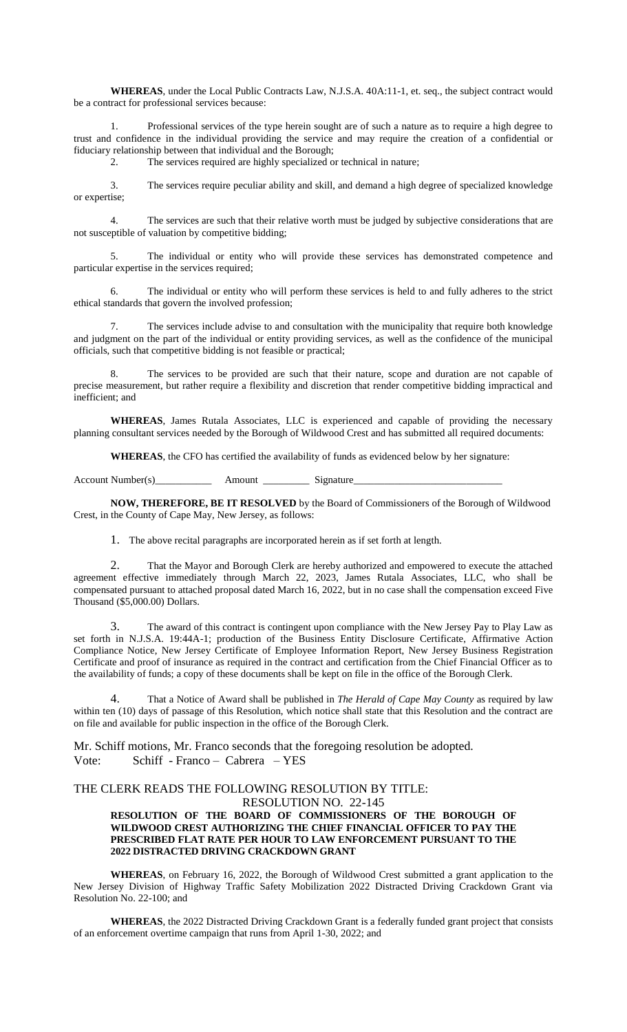**WHEREAS**, under the Local Public Contracts Law, N.J.S.A. 40A:11-1, et. seq., the subject contract would be a contract for professional services because:

1. Professional services of the type herein sought are of such a nature as to require a high degree to trust and confidence in the individual providing the service and may require the creation of a confidential or fiduciary relationship between that individual and the Borough;
2. The services required are highly specialized or technical in nature;
3. The services require peculiar ability and skill, and demand a high degree of specialized knowledge or expertise;
4. The services are such that their relative worth must be judged by subjective considerations that are not susceptible of valuation by competitive bidding;
5. The individual or entity who will provide these services has demonstrated competence and particular expertise in the services required;
6. The individual or entity who will perform these services is held to and fully adheres to the strict ethical standards that govern the involved profession;
7. The services include advise to and consultation with the municipality that require both knowledge and judgment on the part of the individual or entity providing services, as well as the confidence of the municipal officials, such that competitive bidding is not feasible or practical;
8. The services to be provided are such that their nature, scope and duration are not capable of precise measurement, but rather require a flexibility and discretion that render competitive bidding impractical and inefficient; and

**WHEREAS**, James Rutala Associates, LLC is experienced and capable of providing the necessary planning consultant services needed by the Borough of Wildwood Crest and has submitted all required documents:

**WHEREAS**, the CFO has certified the availability of funds as evidenced below by her signature:

Account Number(s)___________ Amount _________ Signature_____________________________

**NOW, THEREFORE, BE IT RESOLVED** by the Board of Commissioners of the Borough of Wildwood Crest, in the County of Cape May, New Jersey, as follows:

1. The above recital paragraphs are incorporated herein as if set forth at length.
2. That the Mayor and Borough Clerk are hereby authorized and empowered to execute the attached agreement effective immediately through March 22, 2023, James Rutala Associates, LLC, who shall be compensated pursuant to attached proposal dated March 16, 2022, but in no case shall the compensation exceed Five Thousand ($5,000.00) Dollars.
3. The award of this contract is contingent upon compliance with the New Jersey Pay to Play Law as set forth in N.J.S.A. 19:44A-1; production of the Business Entity Disclosure Certificate, Affirmative Action Compliance Notice, New Jersey Certificate of Employee Information Report, New Jersey Business Registration Certificate and proof of insurance as required in the contract and certification from the Chief Financial Officer as to the availability of funds; a copy of these documents shall be kept on file in the office of the Borough Clerk.
4. That a Notice of Award shall be published in *The Herald of Cape May County* as required by law within ten (10) days of passage of this Resolution, which notice shall state that this Resolution and the contract are on file and available for public inspection in the office of the Borough Clerk.

Mr. Schiff motions, Mr. Franco seconds that the foregoing resolution be adopted.
Vote: Schiff - Franco – Cabrera – YES

THE CLERK READS THE FOLLOWING RESOLUTION BY TITLE:

RESOLUTION NO. 22-145

**RESOLUTION OF THE BOARD OF COMMISSIONERS OF THE BOROUGH OF WILDWOOD CREST AUTHORIZING THE CHIEF FINANCIAL OFFICER TO PAY THE PRESCRIBED FLAT RATE PER HOUR TO LAW ENFORCEMENT PURSUANT TO THE 2022 DISTRACTED DRIVING CRACKDOWN GRANT**

**WHEREAS**, on February 16, 2022, the Borough of Wildwood Crest submitted a grant application to the New Jersey Division of Highway Traffic Safety Mobilization 2022 Distracted Driving Crackdown Grant via Resolution No. 22-100; and

**WHEREAS**, the 2022 Distracted Driving Crackdown Grant is a federally funded grant project that consists of an enforcement overtime campaign that runs from April 1-30, 2022; and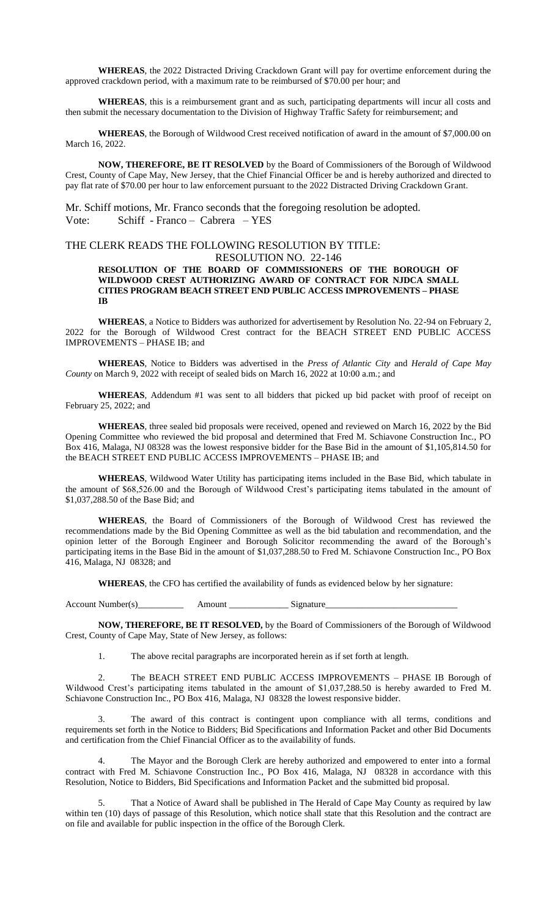**WHEREAS**, the 2022 Distracted Driving Crackdown Grant will pay for overtime enforcement during the approved crackdown period, with a maximum rate to be reimbursed of $70.00 per hour; and

**WHEREAS**, this is a reimbursement grant and as such, participating departments will incur all costs and then submit the necessary documentation to the Division of Highway Traffic Safety for reimbursement; and

**WHEREAS**, the Borough of Wildwood Crest received notification of award in the amount of $7,000.00 on March 16, 2022.

**NOW, THEREFORE, BE IT RESOLVED** by the Board of Commissioners of the Borough of Wildwood Crest, County of Cape May, New Jersey, that the Chief Financial Officer be and is hereby authorized and directed to pay flat rate of $70.00 per hour to law enforcement pursuant to the 2022 Distracted Driving Crackdown Grant.

Mr. Schiff motions, Mr. Franco seconds that the foregoing resolution be adopted.
Vote: Schiff - Franco – Cabrera – YES

THE CLERK READS THE FOLLOWING RESOLUTION BY TITLE:

RESOLUTION NO. 22-146

**RESOLUTION OF THE BOARD OF COMMISSIONERS OF THE BOROUGH OF WILDWOOD CREST AUTHORIZING AWARD OF CONTRACT FOR NJDCA SMALL CITIES PROGRAM BEACH STREET END PUBLIC ACCESS IMPROVEMENTS – PHASE IB**

**WHEREAS**, a Notice to Bidders was authorized for advertisement by Resolution No. 22-94 on February 2, 2022 for the Borough of Wildwood Crest contract for the BEACH STREET END PUBLIC ACCESS IMPROVEMENTS – PHASE IB; and

**WHEREAS**, Notice to Bidders was advertised in the *Press of Atlantic City* and *Herald of Cape May County* on March 9, 2022 with receipt of sealed bids on March 16, 2022 at 10:00 a.m.; and

**WHEREAS**, Addendum #1 was sent to all bidders that picked up bid packet with proof of receipt on February 25, 2022; and

**WHEREAS**, three sealed bid proposals were received, opened and reviewed on March 16, 2022 by the Bid Opening Committee who reviewed the bid proposal and determined that Fred M. Schiavone Construction Inc., PO Box 416, Malaga, NJ 08328 was the lowest responsive bidder for the Base Bid in the amount of $1,105,814.50 for the BEACH STREET END PUBLIC ACCESS IMPROVEMENTS – PHASE IB; and

**WHEREAS**, Wildwood Water Utility has participating items included in the Base Bid, which tabulate in the amount of $68,526.00 and the Borough of Wildwood Crest's participating items tabulated in the amount of $1,037,288.50 of the Base Bid; and

**WHEREAS**, the Board of Commissioners of the Borough of Wildwood Crest has reviewed the recommendations made by the Bid Opening Committee as well as the bid tabulation and recommendation, and the opinion letter of the Borough Engineer and Borough Solicitor recommending the award of the Borough's participating items in the Base Bid in the amount of $1,037,288.50 to Fred M. Schiavone Construction Inc., PO Box 416, Malaga, NJ 08328; and

**WHEREAS**, the CFO has certified the availability of funds as evidenced below by her signature:

Account Number(s)__________ Amount _____________ Signature____________________________

**NOW, THEREFORE, BE IT RESOLVED,** by the Board of Commissioners of the Borough of Wildwood Crest, County of Cape May, State of New Jersey, as follows:

1. The above recital paragraphs are incorporated herein as if set forth at length.

2. The BEACH STREET END PUBLIC ACCESS IMPROVEMENTS – PHASE IB Borough of Wildwood Crest's participating items tabulated in the amount of $1,037,288.50 is hereby awarded to Fred M. Schiavone Construction Inc., PO Box 416, Malaga, NJ 08328 the lowest responsive bidder.

3. The award of this contract is contingent upon compliance with all terms, conditions and requirements set forth in the Notice to Bidders; Bid Specifications and Information Packet and other Bid Documents and certification from the Chief Financial Officer as to the availability of funds.

4. The Mayor and the Borough Clerk are hereby authorized and empowered to enter into a formal contract with Fred M. Schiavone Construction Inc., PO Box 416, Malaga, NJ 08328 in accordance with this Resolution, Notice to Bidders, Bid Specifications and Information Packet and the submitted bid proposal.

5. That a Notice of Award shall be published in The Herald of Cape May County as required by law within ten (10) days of passage of this Resolution, which notice shall state that this Resolution and the contract are on file and available for public inspection in the office of the Borough Clerk.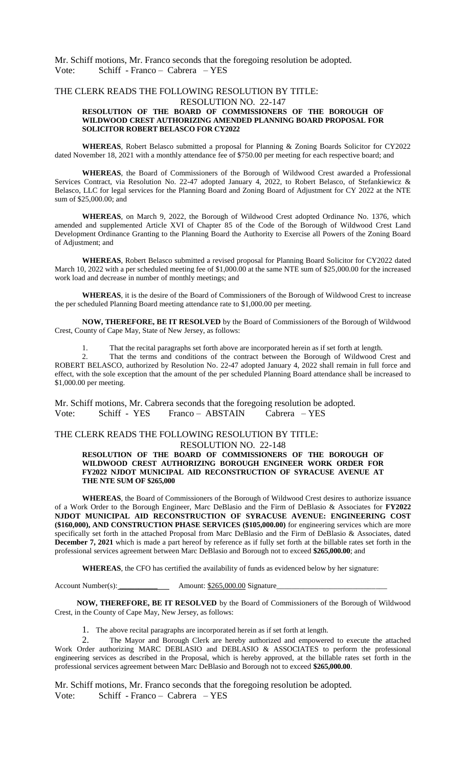Mr. Schiff motions, Mr. Franco seconds that the foregoing resolution be adopted.
Vote: Schiff - Franco – Cabrera – YES

THE CLERK READS THE FOLLOWING RESOLUTION BY TITLE:

RESOLUTION NO. 22-147

**RESOLUTION OF THE BOARD OF COMMISSIONERS OF THE BOROUGH OF WILDWOOD CREST AUTHORIZING AMENDED PLANNING BOARD PROPOSAL FOR SOLICITOR ROBERT BELASCO FOR CY2022**

**WHEREAS**, Robert Belasco submitted a proposal for Planning & Zoning Boards Solicitor for CY2022 dated November 18, 2021 with a monthly attendance fee of $750.00 per meeting for each respective board; and

**WHEREAS**, the Board of Commissioners of the Borough of Wildwood Crest awarded a Professional Services Contract, via Resolution No. 22-47 adopted January 4, 2022, to Robert Belasco, of Stefankiewicz & Belasco, LLC for legal services for the Planning Board and Zoning Board of Adjustment for CY 2022 at the NTE sum of $25,000.00; and

**WHEREAS**, on March 9, 2022, the Borough of Wildwood Crest adopted Ordinance No. 1376, which amended and supplemented Article XVI of Chapter 85 of the Code of the Borough of Wildwood Crest Land Development Ordinance Granting to the Planning Board the Authority to Exercise all Powers of the Zoning Board of Adjustment; and

**WHEREAS**, Robert Belasco submitted a revised proposal for Planning Board Solicitor for CY2022 dated March 10, 2022 with a per scheduled meeting fee of $1,000.00 at the same NTE sum of $25,000.00 for the increased work load and decrease in number of monthly meetings; and

**WHEREAS**, it is the desire of the Board of Commissioners of the Borough of Wildwood Crest to increase the per scheduled Planning Board meeting attendance rate to $1,000.00 per meeting.

**NOW, THEREFORE, BE IT RESOLVED** by the Board of Commissioners of the Borough of Wildwood Crest, County of Cape May, State of New Jersey, as follows:

1. That the recital paragraphs set forth above are incorporated herein as if set forth at length.
2. That the terms and conditions of the contract between the Borough of Wildwood Crest and ROBERT BELASCO, authorized by Resolution No. 22-47 adopted January 4, 2022 shall remain in full force and effect, with the sole exception that the amount of the per scheduled Planning Board attendance shall be increased to $1,000.00 per meeting.

Mr. Schiff motions, Mr. Cabrera seconds that the foregoing resolution be adopted.
Vote: Schiff - YES Franco – ABSTAIN Cabrera – YES

THE CLERK READS THE FOLLOWING RESOLUTION BY TITLE:

RESOLUTION NO. 22-148

**RESOLUTION OF THE BOARD OF COMMISSIONERS OF THE BOROUGH OF WILDWOOD CREST AUTHORIZING BOROUGH ENGINEER WORK ORDER FOR FY2022 NJDOT MUNICIPAL AID RECONSTRUCTION OF SYRACUSE AVENUE AT THE NTE SUM OF $265,000**

**WHEREAS**, the Board of Commissioners of the Borough of Wildwood Crest desires to authorize issuance of a Work Order to the Borough Engineer, Marc DeBlasio and the Firm of DeBlasio & Associates for **FY2022 NJDOT MUNICIPAL AID RECONSTRUCTION OF SYRACUSE AVENUE: ENGINEERING COST ($160,000), AND CONSTRUCTION PHASE SERVICES ($105,000.00)** for engineering services which are more specifically set forth in the attached Proposal from Marc DeBlasio and the Firm of DeBlasio & Associates, dated **December 7, 2021** which is made a part hereof by reference as if fully set forth at the billable rates set forth in the professional services agreement between Marc DeBlasio and Borough not to exceed **$265,000.00**; and

**WHEREAS**, the CFO has certified the availability of funds as evidenced below by her signature:

Account Number(s): ___________ Amount: $265,000.00 Signature_____________________________

**NOW, THEREFORE, BE IT RESOLVED** by the Board of Commissioners of the Borough of Wildwood Crest, in the County of Cape May, New Jersey, as follows:

1. The above recital paragraphs are incorporated herein as if set forth at length.
2. The Mayor and Borough Clerk are hereby authorized and empowered to execute the attached Work Order authorizing MARC DEBLASIO and DEBLASIO & ASSOCIATES to perform the professional engineering services as described in the Proposal, which is hereby approved, at the billable rates set forth in the professional services agreement between Marc DeBlasio and Borough not to exceed **$265,000.00**.

Mr. Schiff motions, Mr. Franco seconds that the foregoing resolution be adopted.
Vote: Schiff - Franco – Cabrera – YES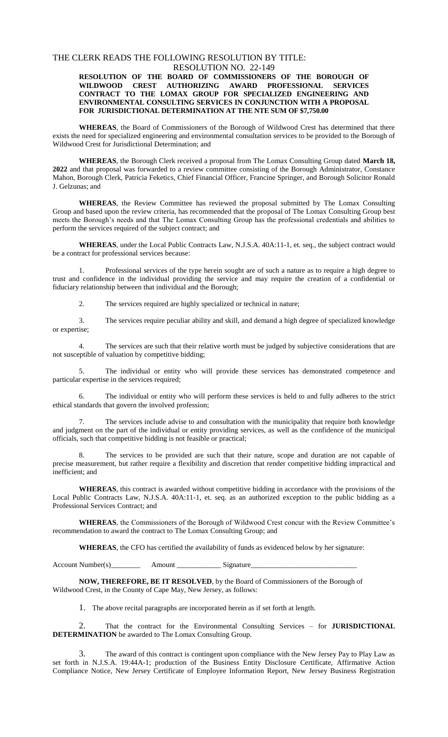THE CLERK READS THE FOLLOWING RESOLUTION BY TITLE:

RESOLUTION NO. 22-149

**RESOLUTION OF THE BOARD OF COMMISSIONERS OF THE BOROUGH OF WILDWOOD CREST AUTHORIZING AWARD PROFESSIONAL SERVICES CONTRACT TO THE LOMAX GROUP FOR SPECIALIZED ENGINEERING AND ENVIRONMENTAL CONSULTING SERVICES IN CONJUNCTION WITH A PROPOSAL FOR JURISDICTIONAL DETERMINATION AT THE NTE SUM OF $7,750.00**

**WHEREAS**, the Board of Commissioners of the Borough of Wildwood Crest has determined that there exists the need for specialized engineering and environmental consultation services to be provided to the Borough of Wildwood Crest for Jurisdictional Determination; and

**WHEREAS**, the Borough Clerk received a proposal from The Lomax Consulting Group dated **March 18, 2022** and that proposal was forwarded to a review committee consisting of the Borough Administrator, Constance Mahon, Borough Clerk, Patricia Feketics, Chief Financial Officer, Francine Springer, and Borough Solicitor Ronald J. Gelzunas; and

**WHEREAS**, the Review Committee has reviewed the proposal submitted by The Lomax Consulting Group and based upon the review criteria, has recommended that the proposal of The Lomax Consulting Group best meets the Borough's needs and that The Lomax Consulting Group has the professional credentials and abilities to perform the services required of the subject contract; and

**WHEREAS**, under the Local Public Contracts Law, N.J.S.A. 40A:11-1, et. seq., the subject contract would be a contract for professional services because:

1. Professional services of the type herein sought are of such a nature as to require a high degree to trust and confidence in the individual providing the service and may require the creation of a confidential or fiduciary relationship between that individual and the Borough;

2. The services required are highly specialized or technical in nature;

3. The services require peculiar ability and skill, and demand a high degree of specialized knowledge or expertise;

4. The services are such that their relative worth must be judged by subjective considerations that are not susceptible of valuation by competitive bidding;

5. The individual or entity who will provide these services has demonstrated competence and particular expertise in the services required;

6. The individual or entity who will perform these services is held to and fully adheres to the strict ethical standards that govern the involved profession;

7. The services include advise to and consultation with the municipality that require both knowledge and judgment on the part of the individual or entity providing services, as well as the confidence of the municipal officials, such that competitive bidding is not feasible or practical;

8. The services to be provided are such that their nature, scope and duration are not capable of precise measurement, but rather require a flexibility and discretion that render competitive bidding impractical and inefficient; and

**WHEREAS**, this contract is awarded without competitive bidding in accordance with the provisions of the Local Public Contracts Law, N.J.S.A. 40A:11-1, et. seq. as an authorized exception to the public bidding as a Professional Services Contract; and

**WHEREAS**, the Commissioners of the Borough of Wildwood Crest concur with the Review Committee's recommendation to award the contract to The Lomax Consulting Group; and

**WHEREAS**, the CFO has certified the availability of funds as evidenced below by her signature:

Account Number(s)________ Amount ____________ Signature____________________________

**NOW, THEREFORE, BE IT RESOLVED**, by the Board of Commissioners of the Borough of Wildwood Crest, in the County of Cape May, New Jersey, as follows:

1. The above recital paragraphs are incorporated herein as if set forth at length.

2. That the contract for the Environmental Consulting Services – for **JURISDICTIONAL DETERMINATION** be awarded to The Lomax Consulting Group.

3. The award of this contract is contingent upon compliance with the New Jersey Pay to Play Law as set forth in N.J.S.A. 19:44A-1; production of the Business Entity Disclosure Certificate, Affirmative Action Compliance Notice, New Jersey Certificate of Employee Information Report, New Jersey Business Registration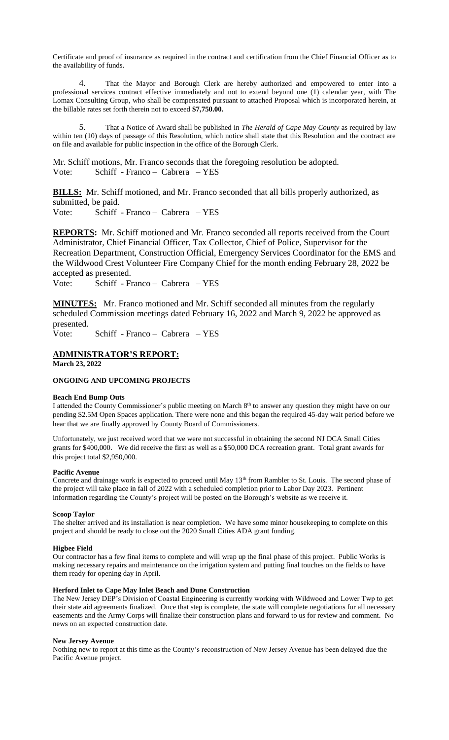Certificate and proof of insurance as required in the contract and certification from the Chief Financial Officer as to the availability of funds.

4. That the Mayor and Borough Clerk are hereby authorized and empowered to enter into a professional services contract effective immediately and not to extend beyond one (1) calendar year, with The Lomax Consulting Group, who shall be compensated pursuant to attached Proposal which is incorporated herein, at the billable rates set forth therein not to exceed **$7,750.00.**

5. That a Notice of Award shall be published in *The Herald of Cape May County* as required by law within ten (10) days of passage of this Resolution, which notice shall state that this Resolution and the contract are on file and available for public inspection in the office of the Borough Clerk.

Mr. Schiff motions, Mr. Franco seconds that the foregoing resolution be adopted.
Vote: Schiff - Franco – Cabrera – YES

**BILLS:** Mr. Schiff motioned, and Mr. Franco seconded that all bills properly authorized, as submitted, be paid.
Vote: Schiff - Franco – Cabrera – YES

**REPORTS:** Mr. Schiff motioned and Mr. Franco seconded all reports received from the Court Administrator, Chief Financial Officer, Tax Collector, Chief of Police, Supervisor for the Recreation Department, Construction Official, Emergency Services Coordinator for the EMS and the Wildwood Crest Volunteer Fire Company Chief for the month ending February 28, 2022 be accepted as presented.
Vote: Schiff - Franco – Cabrera – YES

**MINUTES:** Mr. Franco motioned and Mr. Schiff seconded all minutes from the regularly scheduled Commission meetings dated February 16, 2022 and March 9, 2022 be approved as presented.
Vote: Schiff - Franco – Cabrera – YES

## ADMINISTRATOR'S REPORT:

**March 23, 2022**

### ONGOING AND UPCOMING PROJECTS

**Beach End Bump Outs**

I attended the County Commissioner's public meeting on March 8th to answer any question they might have on our pending $2.5M Open Spaces application. There were none and this began the required 45-day wait period before we hear that we are finally approved by County Board of Commissioners.

Unfortunately, we just received word that we were not successful in obtaining the second NJ DCA Small Cities grants for $400,000. We did receive the first as well as a $50,000 DCA recreation grant. Total grant awards for this project total $2,950,000.

**Pacific Avenue**

Concrete and drainage work is expected to proceed until May 13th from Rambler to St. Louis. The second phase of the project will take place in fall of 2022 with a scheduled completion prior to Labor Day 2023. Pertinent information regarding the County's project will be posted on the Borough's website as we receive it.

**Scoop Taylor**

The shelter arrived and its installation is near completion. We have some minor housekeeping to complete on this project and should be ready to close out the 2020 Small Cities ADA grant funding.

**Higbee Field**

Our contractor has a few final items to complete and will wrap up the final phase of this project. Public Works is making necessary repairs and maintenance on the irrigation system and putting final touches on the fields to have them ready for opening day in April.

**Herford Inlet to Cape May Inlet Beach and Dune Construction**

The New Jersey DEP's Division of Coastal Engineering is currently working with Wildwood and Lower Twp to get their state aid agreements finalized. Once that step is complete, the state will complete negotiations for all necessary easements and the Army Corps will finalize their construction plans and forward to us for review and comment. No news on an expected construction date.

**New Jersey Avenue**

Nothing new to report at this time as the County's reconstruction of New Jersey Avenue has been delayed due the Pacific Avenue project.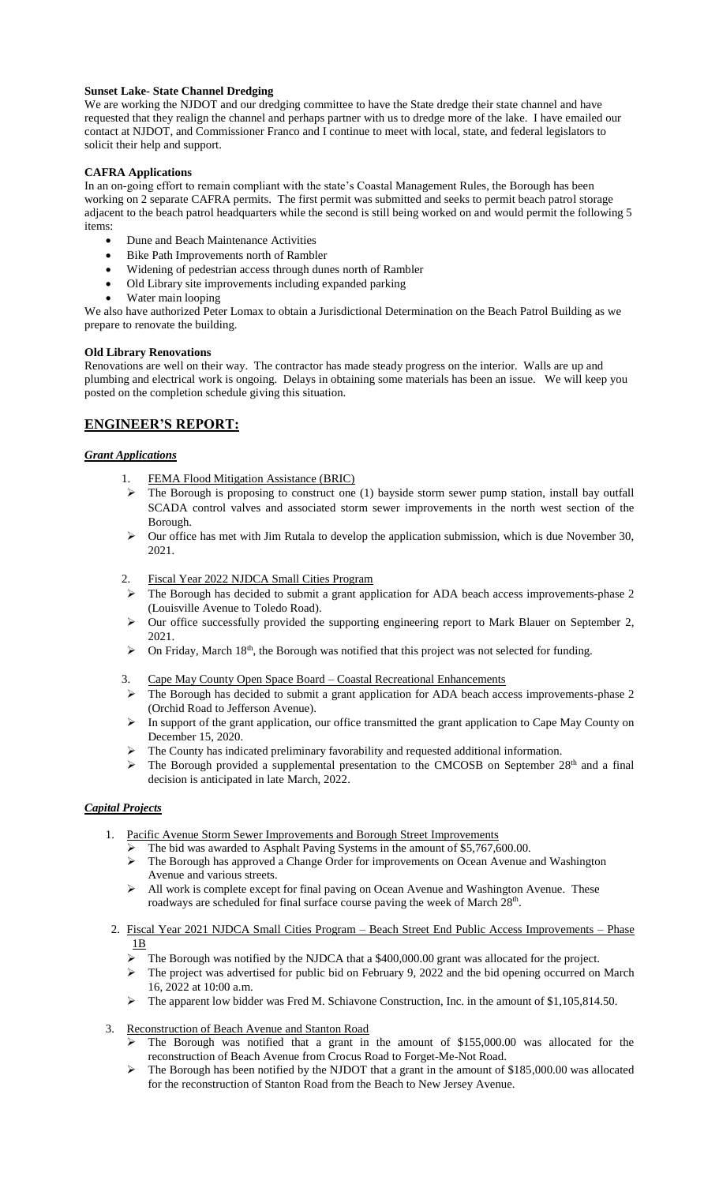**Sunset Lake- State Channel Dredging**

We are working the NJDOT and our dredging committee to have the State dredge their state channel and have requested that they realign the channel and perhaps partner with us to dredge more of the lake. I have emailed our contact at NJDOT, and Commissioner Franco and I continue to meet with local, state, and federal legislators to solicit their help and support.

**CAFRA Applications**

In an on-going effort to remain compliant with the state's Coastal Management Rules, the Borough has been working on 2 separate CAFRA permits. The first permit was submitted and seeks to permit beach patrol storage adjacent to the beach patrol headquarters while the second is still being worked on and would permit the following 5 items:

- Dune and Beach Maintenance Activities
- Bike Path Improvements north of Rambler
- Widening of pedestrian access through dunes north of Rambler
- Old Library site improvements including expanded parking
- Water main looping

We also have authorized Peter Lomax to obtain a Jurisdictional Determination on the Beach Patrol Building as we prepare to renovate the building.

**Old Library Renovations**

Renovations are well on their way. The contractor has made steady progress on the interior. Walls are up and plumbing and electrical work is ongoing. Delays in obtaining some materials has been an issue. We will keep you posted on the completion schedule giving this situation.

## ENGINEER'S REPORT:

### *Grant Applications*

1. FEMA Flood Mitigation Assistance (BRIC)
   - The Borough is proposing to construct one (1) bayside storm sewer pump station, install bay outfall SCADA control valves and associated storm sewer improvements in the north west section of the Borough.
   - Our office has met with Jim Rutala to develop the application submission, which is due November 30, 2021.

2. Fiscal Year 2022 NJDCA Small Cities Program
   - The Borough has decided to submit a grant application for ADA beach access improvements-phase 2 (Louisville Avenue to Toledo Road).
   - Our office successfully provided the supporting engineering report to Mark Blauer on September 2, 2021.
   - On Friday, March 18th, the Borough was notified that this project was not selected for funding.

3. Cape May County Open Space Board – Coastal Recreational Enhancements
   - The Borough has decided to submit a grant application for ADA beach access improvements-phase 2 (Orchid Road to Jefferson Avenue).
   - In support of the grant application, our office transmitted the grant application to Cape May County on December 15, 2020.
   - The County has indicated preliminary favorability and requested additional information.
   - The Borough provided a supplemental presentation to the CMCOSB on September 28th and a final decision is anticipated in late March, 2022.

### *Capital Projects*

1. Pacific Avenue Storm Sewer Improvements and Borough Street Improvements
   - The bid was awarded to Asphalt Paving Systems in the amount of $5,767,600.00.
   - The Borough has approved a Change Order for improvements on Ocean Avenue and Washington Avenue and various streets.
   - All work is complete except for final paving on Ocean Avenue and Washington Avenue. These roadways are scheduled for final surface course paving the week of March 28th.

2. Fiscal Year 2021 NJDCA Small Cities Program – Beach Street End Public Access Improvements – Phase 1B
   - The Borough was notified by the NJDCA that a $400,000.00 grant was allocated for the project.
   - The project was advertised for public bid on February 9, 2022 and the bid opening occurred on March 16, 2022 at 10:00 a.m.
   - The apparent low bidder was Fred M. Schiavone Construction, Inc. in the amount of $1,105,814.50.

3. Reconstruction of Beach Avenue and Stanton Road
   - The Borough was notified that a grant in the amount of $155,000.00 was allocated for the reconstruction of Beach Avenue from Crocus Road to Forget-Me-Not Road.
   - The Borough has been notified by the NJDOT that a grant in the amount of $185,000.00 was allocated for the reconstruction of Stanton Road from the Beach to New Jersey Avenue.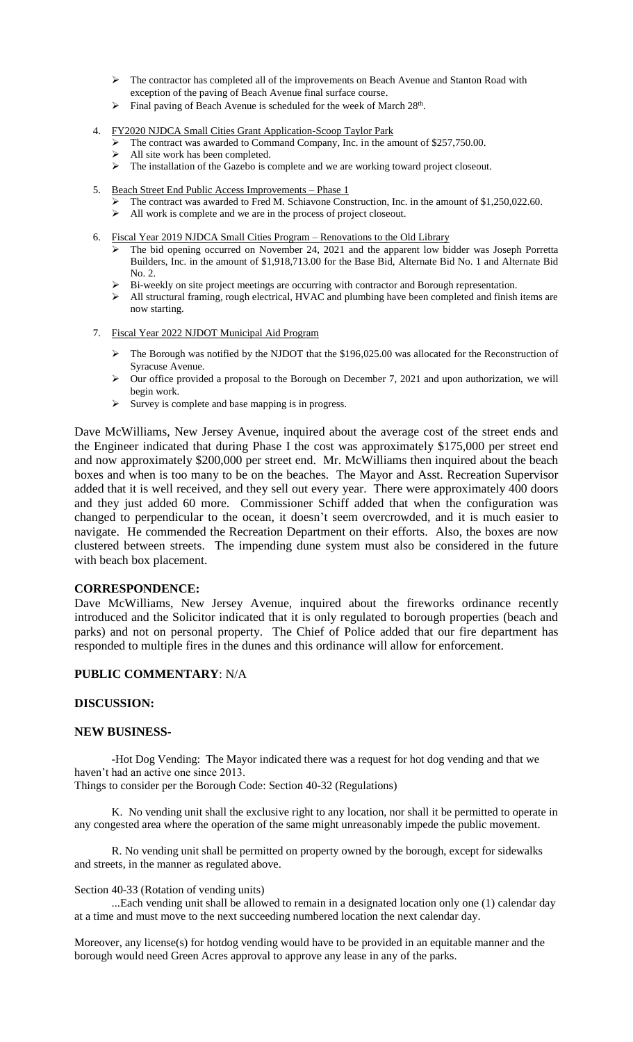- The contractor has completed all of the improvements on Beach Avenue and Stanton Road with exception of the paving of Beach Avenue final surface course.
- Final paving of Beach Avenue is scheduled for the week of March 28th.

4. FY2020 NJDCA Small Cities Grant Application-Scoop Taylor Park
   - The contract was awarded to Command Company, Inc. in the amount of $257,750.00.
   - All site work has been completed.
   - The installation of the Gazebo is complete and we are working toward project closeout.

5. Beach Street End Public Access Improvements – Phase 1
   - The contract was awarded to Fred M. Schiavone Construction, Inc. in the amount of $1,250,022.60.
   - All work is complete and we are in the process of project closeout.

6. Fiscal Year 2019 NJDCA Small Cities Program – Renovations to the Old Library
   - The bid opening occurred on November 24, 2021 and the apparent low bidder was Joseph Porretta Builders, Inc. in the amount of $1,918,713.00 for the Base Bid, Alternate Bid No. 1 and Alternate Bid No. 2.
   - Bi-weekly on site project meetings are occurring with contractor and Borough representation.
   - All structural framing, rough electrical, HVAC and plumbing have been completed and finish items are now starting.

7. Fiscal Year 2022 NJDOT Municipal Aid Program
   - The Borough was notified by the NJDOT that the $196,025.00 was allocated for the Reconstruction of Syracuse Avenue.
   - Our office provided a proposal to the Borough on December 7, 2021 and upon authorization, we will begin work.
   - Survey is complete and base mapping is in progress.

Dave McWilliams, New Jersey Avenue, inquired about the average cost of the street ends and the Engineer indicated that during Phase I the cost was approximately $175,000 per street end and now approximately $200,000 per street end. Mr. McWilliams then inquired about the beach boxes and when is too many to be on the beaches. The Mayor and Asst. Recreation Supervisor added that it is well received, and they sell out every year. There were approximately 400 doors and they just added 60 more. Commissioner Schiff added that when the configuration was changed to perpendicular to the ocean, it doesn't seem overcrowded, and it is much easier to navigate. He commended the Recreation Department on their efforts. Also, the boxes are now clustered between streets. The impending dune system must also be considered in the future with beach box placement.

**CORRESPONDENCE:**

Dave McWilliams, New Jersey Avenue, inquired about the fireworks ordinance recently introduced and the Solicitor indicated that it is only regulated to borough properties (beach and parks) and not on personal property. The Chief of Police added that our fire department has responded to multiple fires in the dunes and this ordinance will allow for enforcement.

**PUBLIC COMMENTARY**: N/A

**DISCUSSION:**

**NEW BUSINESS-**

-Hot Dog Vending: The Mayor indicated there was a request for hot dog vending and that we haven't had an active one since 2013.

Things to consider per the Borough Code: Section 40-32 (Regulations)

K. No vending unit shall the exclusive right to any location, nor shall it be permitted to operate in any congested area where the operation of the same might unreasonably impede the public movement.

R. No vending unit shall be permitted on property owned by the borough, except for sidewalks and streets, in the manner as regulated above.

Section 40-33 (Rotation of vending units)

...Each vending unit shall be allowed to remain in a designated location only one (1) calendar day at a time and must move to the next succeeding numbered location the next calendar day.

Moreover, any license(s) for hotdog vending would have to be provided in an equitable manner and the borough would need Green Acres approval to approve any lease in any of the parks.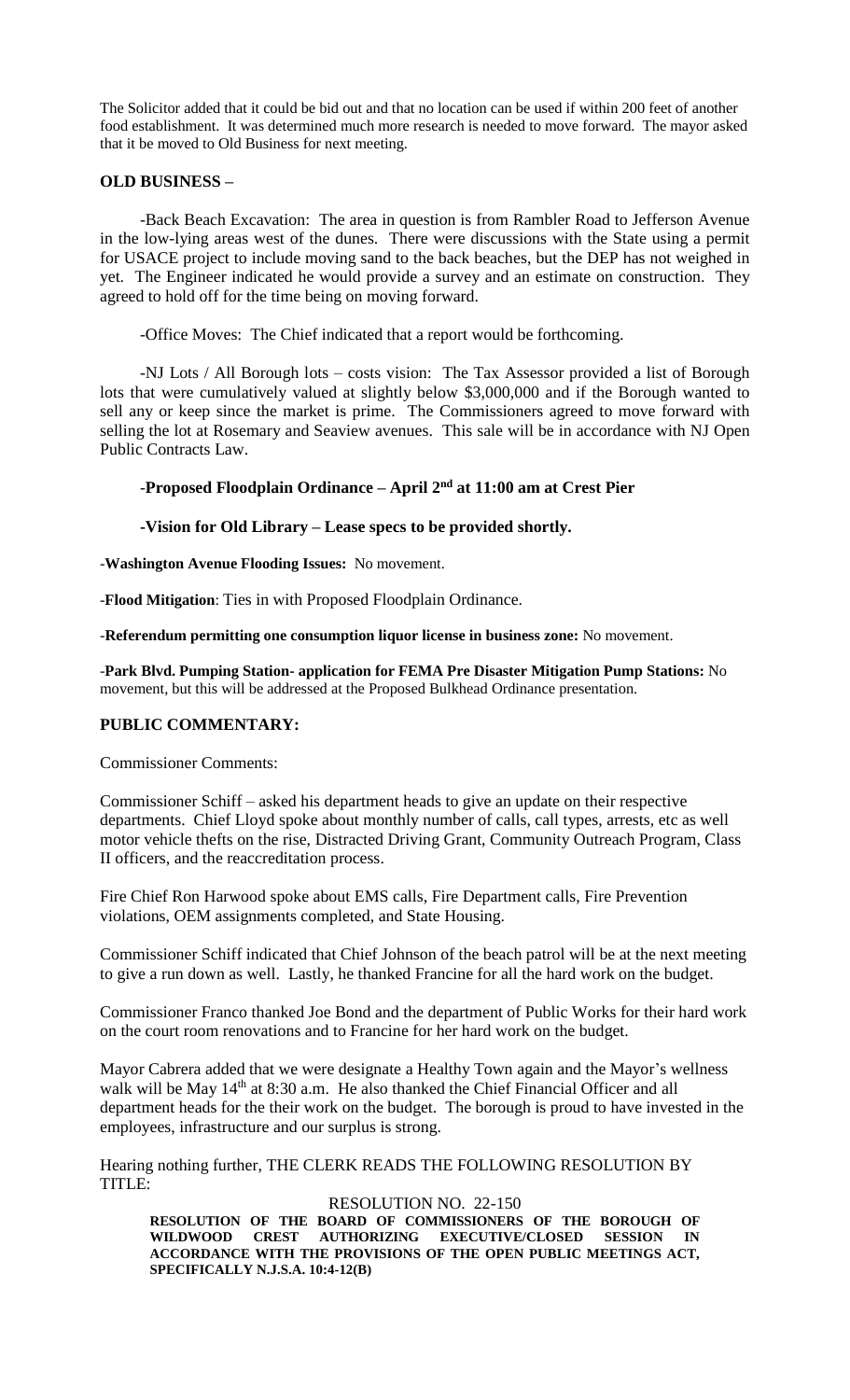The Solicitor added that it could be bid out and that no location can be used if within 200 feet of another food establishment. It was determined much more research is needed to move forward. The mayor asked that it be moved to Old Business for next meeting.

**OLD BUSINESS –**

-Back Beach Excavation: The area in question is from Rambler Road to Jefferson Avenue in the low-lying areas west of the dunes. There were discussions with the State using a permit for USACE project to include moving sand to the back beaches, but the DEP has not weighed in yet. The Engineer indicated he would provide a survey and an estimate on construction. They agreed to hold off for the time being on moving forward.

-Office Moves: The Chief indicated that a report would be forthcoming.

-NJ Lots / All Borough lots – costs vision: The Tax Assessor provided a list of Borough lots that were cumulatively valued at slightly below $3,000,000 and if the Borough wanted to sell any or keep since the market is prime. The Commissioners agreed to move forward with selling the lot at Rosemary and Seaview avenues. This sale will be in accordance with NJ Open Public Contracts Law.

**-Proposed Floodplain Ordinance – April 2nd at 11:00 am at Crest Pier**

**-Vision for Old Library – Lease specs to be provided shortly.**

-**Washington Avenue Flooding Issues:** No movement.

-**Flood Mitigation**: Ties in with Proposed Floodplain Ordinance.

-**Referendum permitting one consumption liquor license in business zone:** No movement.

-**Park Blvd. Pumping Station- application for FEMA Pre Disaster Mitigation Pump Stations:** No movement, but this will be addressed at the Proposed Bulkhead Ordinance presentation.

**PUBLIC COMMENTARY:**

Commissioner Comments:

Commissioner Schiff – asked his department heads to give an update on their respective departments. Chief Lloyd spoke about monthly number of calls, call types, arrests, etc as well motor vehicle thefts on the rise, Distracted Driving Grant, Community Outreach Program, Class II officers, and the reaccreditation process.

Fire Chief Ron Harwood spoke about EMS calls, Fire Department calls, Fire Prevention violations, OEM assignments completed, and State Housing.

Commissioner Schiff indicated that Chief Johnson of the beach patrol will be at the next meeting to give a run down as well. Lastly, he thanked Francine for all the hard work on the budget.

Commissioner Franco thanked Joe Bond and the department of Public Works for their hard work on the court room renovations and to Francine for her hard work on the budget.

Mayor Cabrera added that we were designate a Healthy Town again and the Mayor's wellness walk will be May 14th at 8:30 a.m. He also thanked the Chief Financial Officer and all department heads for the their work on the budget. The borough is proud to have invested in the employees, infrastructure and our surplus is strong.

Hearing nothing further, THE CLERK READS THE FOLLOWING RESOLUTION BY TITLE:

RESOLUTION NO. 22-150

**RESOLUTION OF THE BOARD OF COMMISSIONERS OF THE BOROUGH OF WILDWOOD CREST AUTHORIZING EXECUTIVE/CLOSED SESSION IN ACCORDANCE WITH THE PROVISIONS OF THE OPEN PUBLIC MEETINGS ACT, SPECIFICALLY N.J.S.A. 10:4-12(B)**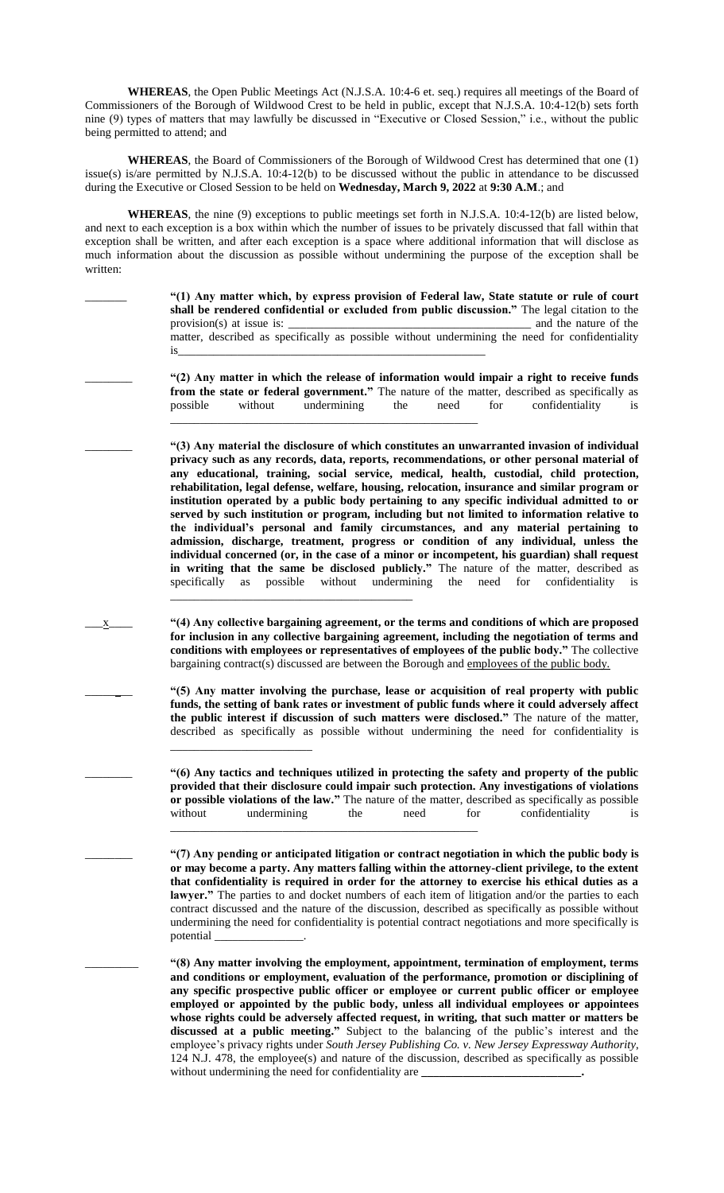**WHEREAS**, the Open Public Meetings Act (N.J.S.A. 10:4-6 et. seq.) requires all meetings of the Board of Commissioners of the Borough of Wildwood Crest to be held in public, except that N.J.S.A. 10:4-12(b) sets forth nine (9) types of matters that may lawfully be discussed in "Executive or Closed Session," i.e., without the public being permitted to attend; and

**WHEREAS**, the Board of Commissioners of the Borough of Wildwood Crest has determined that one (1) issue(s) is/are permitted by N.J.S.A. 10:4-12(b) to be discussed without the public in attendance to be discussed during the Executive or Closed Session to be held on **Wednesday, March 9, 2022** at **9:30 A.M**.; and

**WHEREAS**, the nine (9) exceptions to public meetings set forth in N.J.S.A. 10:4-12(b) are listed below, and next to each exception is a box within which the number of issues to be privately discussed that fall within that exception shall be written, and after each exception is a space where additional information that will disclose as much information about the discussion as possible without undermining the purpose of the exception shall be written:

_______ **"(1) Any matter which, by express provision of Federal law, State statute or rule of court shall be rendered confidential or excluded from public discussion."** The legal citation to the provision(s) at issue is: ________________________________________ and the nature of the matter, described as specifically as possible without undermining the need for confidentiality is________________________________________________________

________ **"(2) Any matter in which the release of information would impair a right to receive funds from the state or federal government."** The nature of the matter, described as specifically as possible without undermining the need for confidentiality is ________________________________________________________

________ **"(3) Any material the disclosure of which constitutes an unwarranted invasion of individual privacy such as any records, data, reports, recommendations, or other personal material of any educational, training, social service, medical, health, custodial, child protection, rehabilitation, legal defense, welfare, housing, relocation, insurance and similar program or institution operated by a public body pertaining to any specific individual admitted to or served by such institution or program, including but not limited to information relative to the individual's personal and family circumstances, and any material pertaining to admission, discharge, treatment, progress or condition of any individual, unless the individual concerned (or, in the case of a minor or incompetent, his guardian) shall request in writing that the same be disclosed publicly."** The nature of the matter, described as specifically as possible without undermining the need for confidentiality is ________________________________________

___x____ **"(4) Any collective bargaining agreement, or the terms and conditions of which are proposed for inclusion in any collective bargaining agreement, including the negotiation of terms and conditions with employees or representatives of employees of the public body."** The collective bargaining contract(s) discussed are between the Borough and employees of the public body.

________ **"(5) Any matter involving the purchase, lease or acquisition of real property with public funds, the setting of bank rates or investment of public funds where it could adversely affect the public interest if discussion of such matters were disclosed."** The nature of the matter, described as specifically as possible without undermining the need for confidentiality is ________________________

________ **"(6) Any tactics and techniques utilized in protecting the safety and property of the public provided that their disclosure could impair such protection. Any investigations of violations or possible violations of the law."** The nature of the matter, described as specifically as possible without undermining the need for confidentiality is ________________________________________________________

________ **"(7) Any pending or anticipated litigation or contract negotiation in which the public body is or may become a party. Any matters falling within the attorney-client privilege, to the extent that confidentiality is required in order for the attorney to exercise his ethical duties as a lawyer."** The parties to and docket numbers of each item of litigation and/or the parties to each contract discussed and the nature of the discussion, described as specifically as possible without undermining the need for confidentiality is potential contract negotiations and more specifically is potential _______________.

_________ **"(8) Any matter involving the employment, appointment, termination of employment, terms and conditions or employment, evaluation of the performance, promotion or disciplining of any specific prospective public officer or employee or current public officer or employee employed or appointed by the public body, unless all individual employees or appointees whose rights could be adversely affected request, in writing, that such matter or matters be discussed at a public meeting."** Subject to the balancing of the public's interest and the employee's privacy rights under *South Jersey Publishing Co. v. New Jersey Expressway Authority*, 124 N.J. 478, the employee(s) and nature of the discussion, described as specifically as possible without undermining the need for confidentiality are **___________________________.**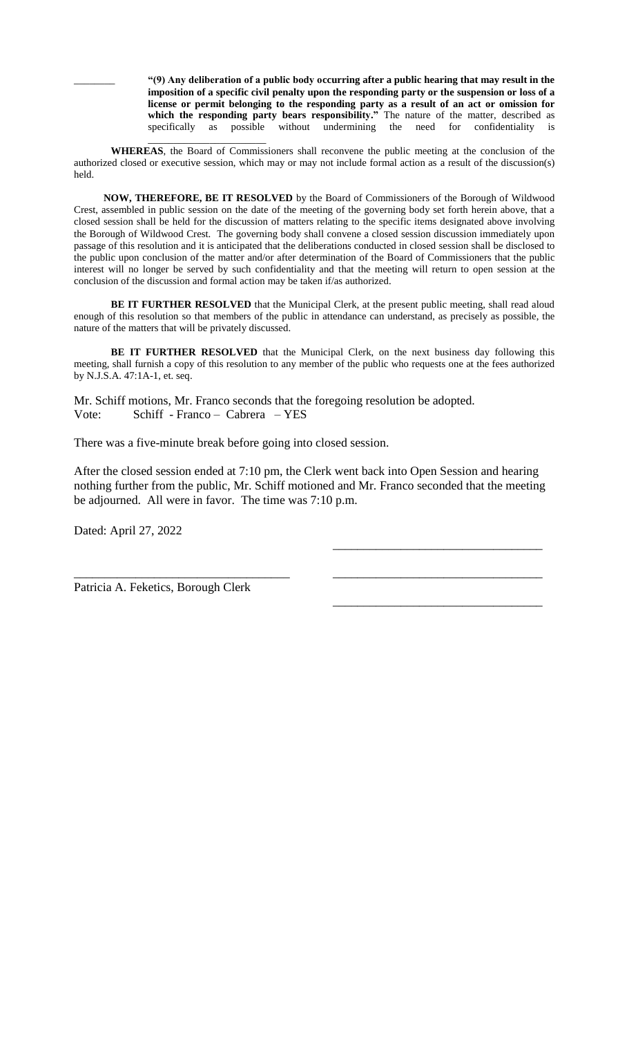________ **"(9) Any deliberation of a public body occurring after a public hearing that may result in the imposition of a specific civil penalty upon the responding party or the suspension or loss of a license or permit belonging to the responding party as a result of an act or omission for which the responding party bears responsibility."** The nature of the matter, described as specifically as possible without undermining the need for confidentiality is ______________________

**WHEREAS**, the Board of Commissioners shall reconvene the public meeting at the conclusion of the authorized closed or executive session, which may or may not include formal action as a result of the discussion(s) held.

**NOW, THEREFORE, BE IT RESOLVED** by the Board of Commissioners of the Borough of Wildwood Crest, assembled in public session on the date of the meeting of the governing body set forth herein above, that a closed session shall be held for the discussion of matters relating to the specific items designated above involving the Borough of Wildwood Crest. The governing body shall convene a closed session discussion immediately upon passage of this resolution and it is anticipated that the deliberations conducted in closed session shall be disclosed to the public upon conclusion of the matter and/or after determination of the Board of Commissioners that the public interest will no longer be served by such confidentiality and that the meeting will return to open session at the conclusion of the discussion and formal action may be taken if/as authorized.

**BE IT FURTHER RESOLVED** that the Municipal Clerk, at the present public meeting, shall read aloud enough of this resolution so that members of the public in attendance can understand, as precisely as possible, the nature of the matters that will be privately discussed.

**BE IT FURTHER RESOLVED** that the Municipal Clerk, on the next business day following this meeting, shall furnish a copy of this resolution to any member of the public who requests one at the fees authorized by N.J.S.A. 47:1A-1, et. seq.

Mr. Schiff motions, Mr. Franco seconds that the foregoing resolution be adopted.
Vote: Schiff - Franco – Cabrera – YES

There was a five-minute break before going into closed session.

After the closed session ended at 7:10 pm, the Clerk went back into Open Session and hearing nothing further from the public, Mr. Schiff motioned and Mr. Franco seconded that the meeting be adjourned. All were in favor. The time was 7:10 p.m.

Dated: April 27, 2022

__________________________________

__________________________________ __________________________________

Patricia A. Feketics, Borough Clerk

__________________________________